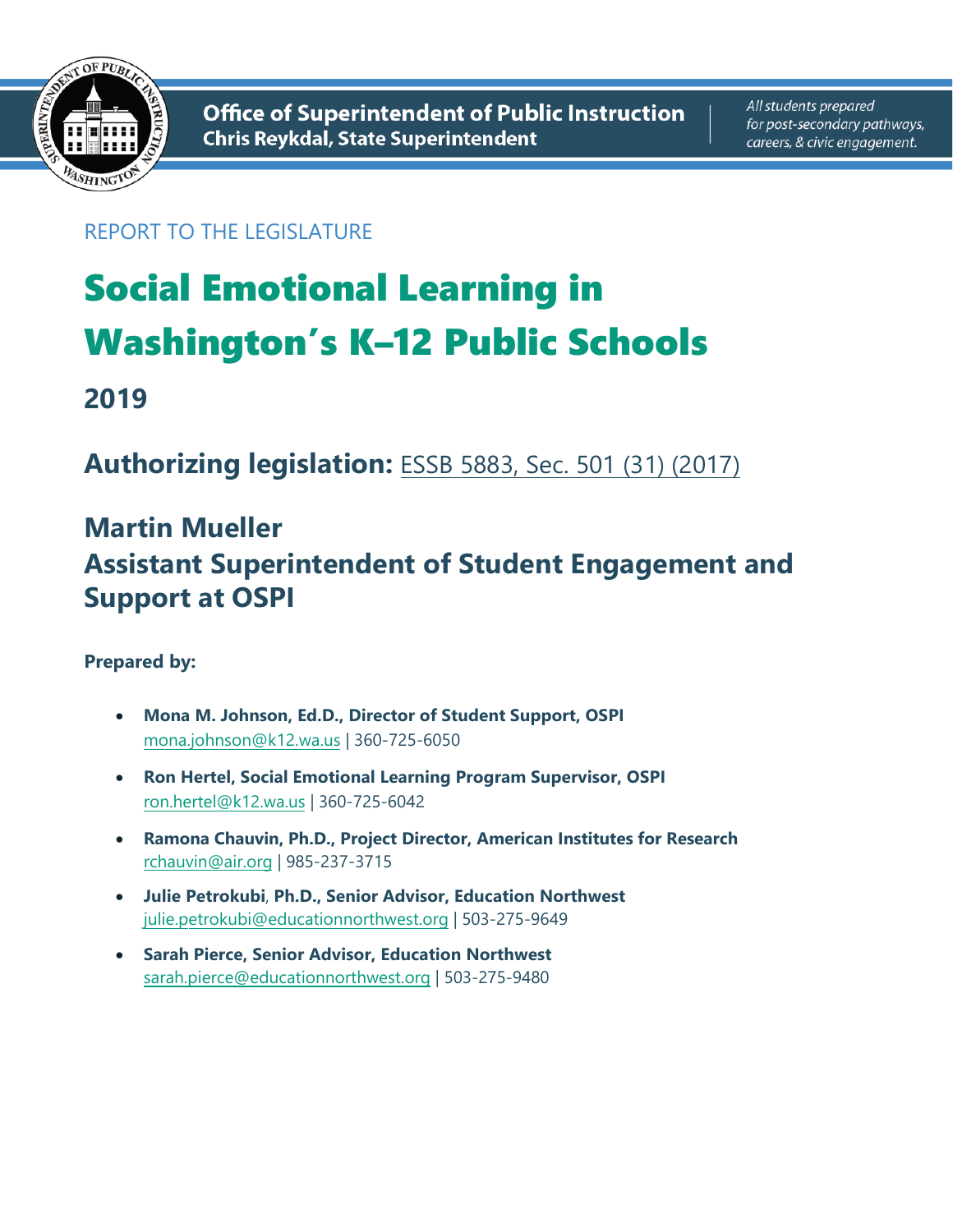**Office of Superintendent of Public Instruction**
**Chris Reykdal, State Superintendent**

*All students prepared for post-secondary pathways, careers, & civic engagement.*

REPORT TO THE LEGISLATURE

# Social Emotional Learning in Washington's K–12 Public Schools

## 2019

## Authorizing legislation: ESSB 5883, Sec. 501 (31) (2017)

## Martin Mueller
## Assistant Superintendent of Student Engagement and Support at OSPI

**Prepared by:**

- **Mona M. Johnson, Ed.D., Director of Student Support, OSPI**
  mona.johnson@k12.wa.us | 360-725-6050
- **Ron Hertel, Social Emotional Learning Program Supervisor, OSPI**
  ron.hertel@k12.wa.us | 360-725-6042
- **Ramona Chauvin, Ph.D., Project Director, American Institutes for Research**
  rchauvin@air.org | 985-237-3715
- **Julie Petrokubi, Ph.D., Senior Advisor, Education Northwest**
  julie.petrokubi@educationnorthwest.org | 503-275-9649
- **Sarah Pierce, Senior Advisor, Education Northwest**
  sarah.pierce@educationnorthwest.org | 503-275-9480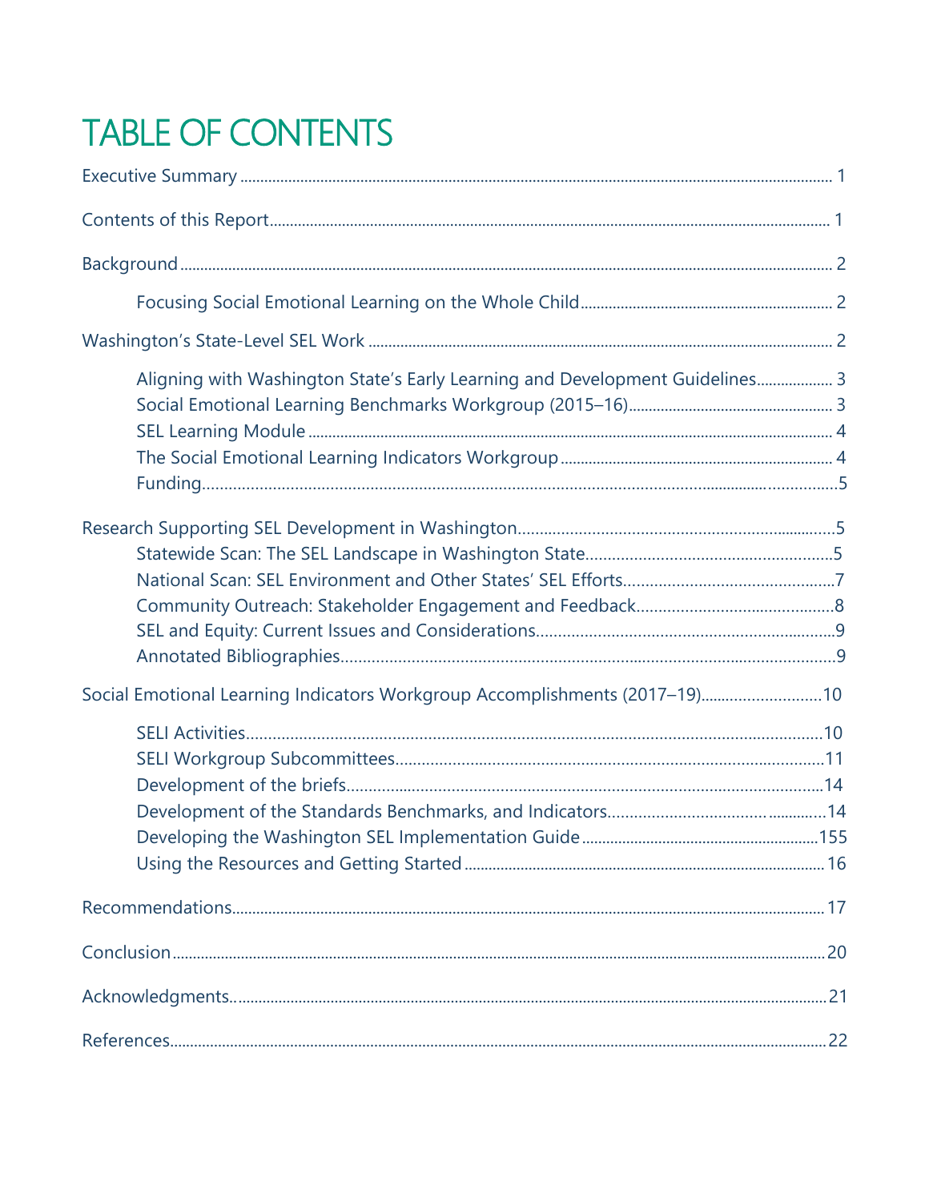# TABLE OF CONTENTS

Executive Summary ........................................................................................................................................ 1

Contents of this Report ................................................................................................................................ 1

Background ....................................................................................................................................................... 2

- Focusing Social Emotional Learning on the Whole Child .............................................................. 2

Washington's State-Level SEL Work ......................................................................................................... 2

- Aligning with Washington State's Early Learning and Development Guidelines .................... 3
- Social Emotional Learning Benchmarks Workgroup (2015–16) .................................................. 3
- SEL Learning Module ................................................................................................................................ 4
- The Social Emotional Learning Indicators Workgroup ................................................................... 4
- Funding .......................................................................................................................................................... 5

Research Supporting SEL Development in Washington ........................................................................ 5

- Statewide Scan: The SEL Landscape in Washington State ............................................................ 5
- National Scan: SEL Environment and Other States' SEL Efforts ................................................... 7
- Community Outreach: Stakeholder Engagement and Feedback ................................................. 8
- SEL and Equity: Current Issues and Considerations ......................................................................... 9
- Annotated Bibliographies ......................................................................................................................... 9

Social Emotional Learning Indicators Workgroup Accomplishments (2017–19) .............................. 10

- SELI Activities ............................................................................................................................................ 10
- SELI Workgroup Subcommittees .......................................................................................................... 11
- Development of the briefs ....................................................................................................................... 14
- Development of the Standards Benchmarks, and Indicators ......................................................... 14
- Developing the Washington SEL Implementation Guide ............................................................ 155
- Using the Resources and Getting Started .......................................................................................... 16

Recommendations ......................................................................................................................................... 17

Conclusion ........................................................................................................................................................ 20

Acknowledgments ........................................................................................................................................... 21

References ........................................................................................................................................................ 22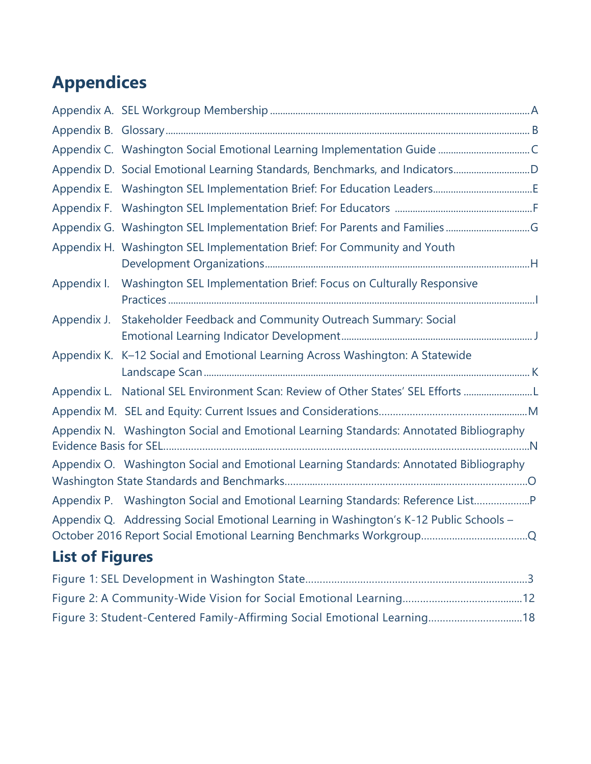## Appendices

Appendix A. SEL Workgroup Membership ........ A

Appendix B. Glossary ........ B

Appendix C. Washington Social Emotional Learning Implementation Guide ........ C

Appendix D. Social Emotional Learning Standards, Benchmarks, and Indicators ........ D

Appendix E. Washington SEL Implementation Brief: For Education Leaders ........ E

Appendix F. Washington SEL Implementation Brief: For Educators ........ F

Appendix G. Washington SEL Implementation Brief: For Parents and Families ........ G

Appendix H. Washington SEL Implementation Brief: For Community and Youth Development Organizations ........ H

Appendix I. Washington SEL Implementation Brief: Focus on Culturally Responsive Practices ........ I

Appendix J. Stakeholder Feedback and Community Outreach Summary: Social Emotional Learning Indicator Development ........ J

Appendix K. K–12 Social and Emotional Learning Across Washington: A Statewide Landscape Scan ........ K

Appendix L. National SEL Environment Scan: Review of Other States' SEL Efforts ........ L

Appendix M. SEL and Equity: Current Issues and Considerations ........ M

Appendix N. Washington Social and Emotional Learning Standards: Annotated Bibliography Evidence Basis for SEL ........ N

Appendix O. Washington Social and Emotional Learning Standards: Annotated Bibliography Washington State Standards and Benchmarks ........ O

Appendix P. Washington Social and Emotional Learning Standards: Reference List ........ P

Appendix Q. Addressing Social Emotional Learning in Washington's K-12 Public Schools – October 2016 Report Social Emotional Learning Benchmarks Workgroup ........ Q

## List of Figures

Figure 1: SEL Development in Washington State ........ 3

Figure 2: A Community-Wide Vision for Social Emotional Learning ........ 12

Figure 3: Student-Centered Family-Affirming Social Emotional Learning ........ 18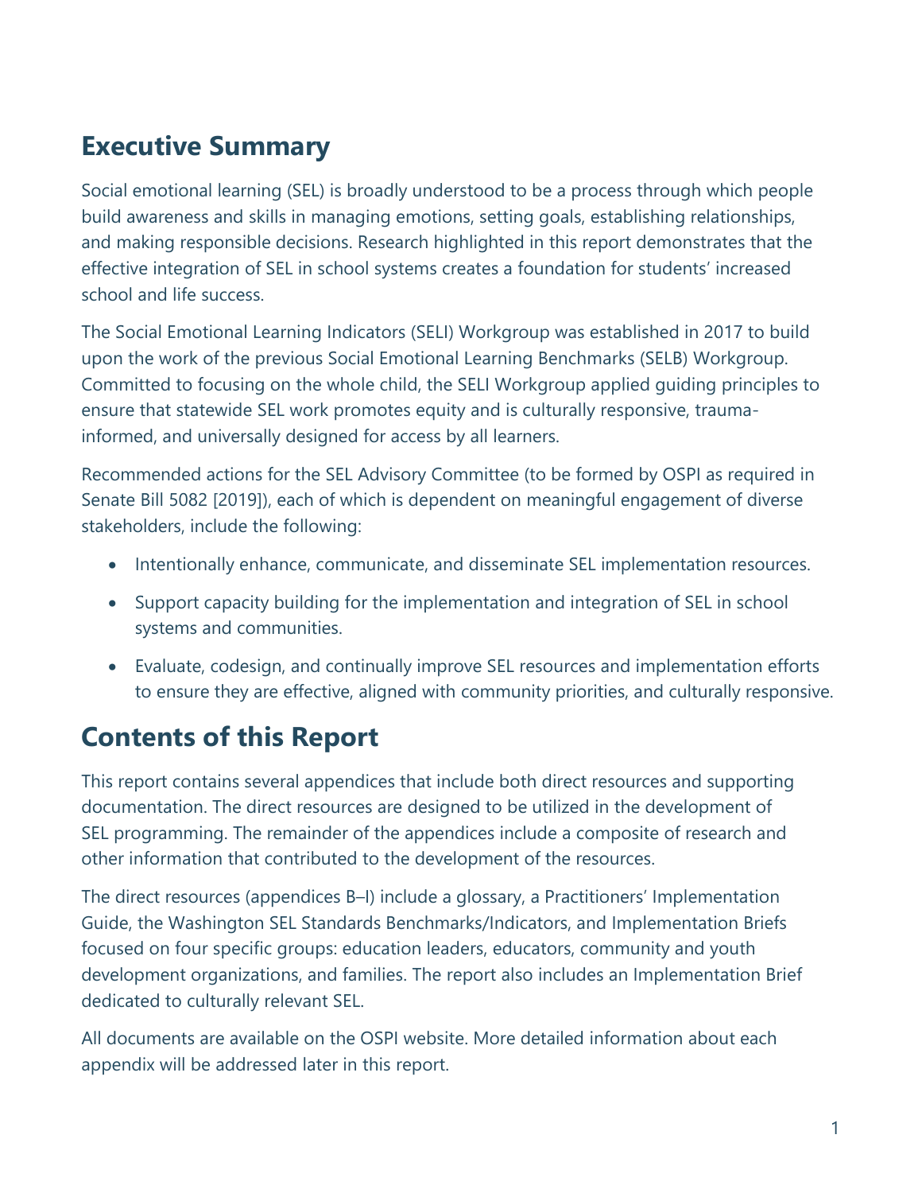## Executive Summary

Social emotional learning (SEL) is broadly understood to be a process through which people build awareness and skills in managing emotions, setting goals, establishing relationships, and making responsible decisions. Research highlighted in this report demonstrates that the effective integration of SEL in school systems creates a foundation for students' increased school and life success.

The Social Emotional Learning Indicators (SELI) Workgroup was established in 2017 to build upon the work of the previous Social Emotional Learning Benchmarks (SELB) Workgroup. Committed to focusing on the whole child, the SELI Workgroup applied guiding principles to ensure that statewide SEL work promotes equity and is culturally responsive, trauma-informed, and universally designed for access by all learners.

Recommended actions for the SEL Advisory Committee (to be formed by OSPI as required in Senate Bill 5082 [2019]), each of which is dependent on meaningful engagement of diverse stakeholders, include the following:

- Intentionally enhance, communicate, and disseminate SEL implementation resources.
- Support capacity building for the implementation and integration of SEL in school systems and communities.
- Evaluate, codesign, and continually improve SEL resources and implementation efforts to ensure they are effective, aligned with community priorities, and culturally responsive.

## Contents of this Report

This report contains several appendices that include both direct resources and supporting documentation. The direct resources are designed to be utilized in the development of SEL programming. The remainder of the appendices include a composite of research and other information that contributed to the development of the resources.

The direct resources (appendices B–I) include a glossary, a Practitioners' Implementation Guide, the Washington SEL Standards Benchmarks/Indicators, and Implementation Briefs focused on four specific groups: education leaders, educators, community and youth development organizations, and families. The report also includes an Implementation Brief dedicated to culturally relevant SEL.

All documents are available on the OSPI website. More detailed information about each appendix will be addressed later in this report.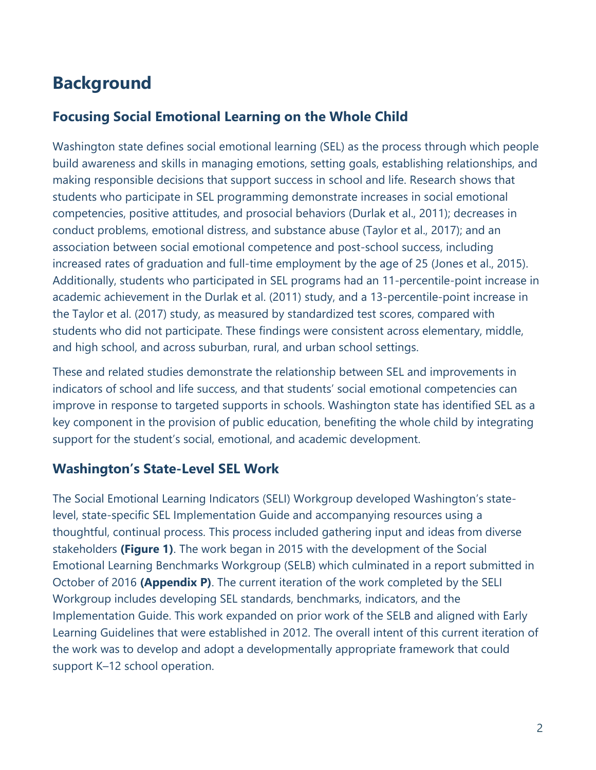# Background

## Focusing Social Emotional Learning on the Whole Child

Washington state defines social emotional learning (SEL) as the process through which people build awareness and skills in managing emotions, setting goals, establishing relationships, and making responsible decisions that support success in school and life. Research shows that students who participate in SEL programming demonstrate increases in social emotional competencies, positive attitudes, and prosocial behaviors (Durlak et al., 2011); decreases in conduct problems, emotional distress, and substance abuse (Taylor et al., 2017); and an association between social emotional competence and post-school success, including increased rates of graduation and full-time employment by the age of 25 (Jones et al., 2015). Additionally, students who participated in SEL programs had an 11-percentile-point increase in academic achievement in the Durlak et al. (2011) study, and a 13-percentile-point increase in the Taylor et al. (2017) study, as measured by standardized test scores, compared with students who did not participate. These findings were consistent across elementary, middle, and high school, and across suburban, rural, and urban school settings.

These and related studies demonstrate the relationship between SEL and improvements in indicators of school and life success, and that students' social emotional competencies can improve in response to targeted supports in schools. Washington state has identified SEL as a key component in the provision of public education, benefiting the whole child by integrating support for the student's social, emotional, and academic development.

## Washington's State-Level SEL Work

The Social Emotional Learning Indicators (SELI) Workgroup developed Washington's state-level, state-specific SEL Implementation Guide and accompanying resources using a thoughtful, continual process. This process included gathering input and ideas from diverse stakeholders **(Figure 1)**. The work began in 2015 with the development of the Social Emotional Learning Benchmarks Workgroup (SELB) which culminated in a report submitted in October of 2016 **(Appendix P)**. The current iteration of the work completed by the SELI Workgroup includes developing SEL standards, benchmarks, indicators, and the Implementation Guide. This work expanded on prior work of the SELB and aligned with Early Learning Guidelines that were established in 2012. The overall intent of this current iteration of the work was to develop and adopt a developmentally appropriate framework that could support K–12 school operation.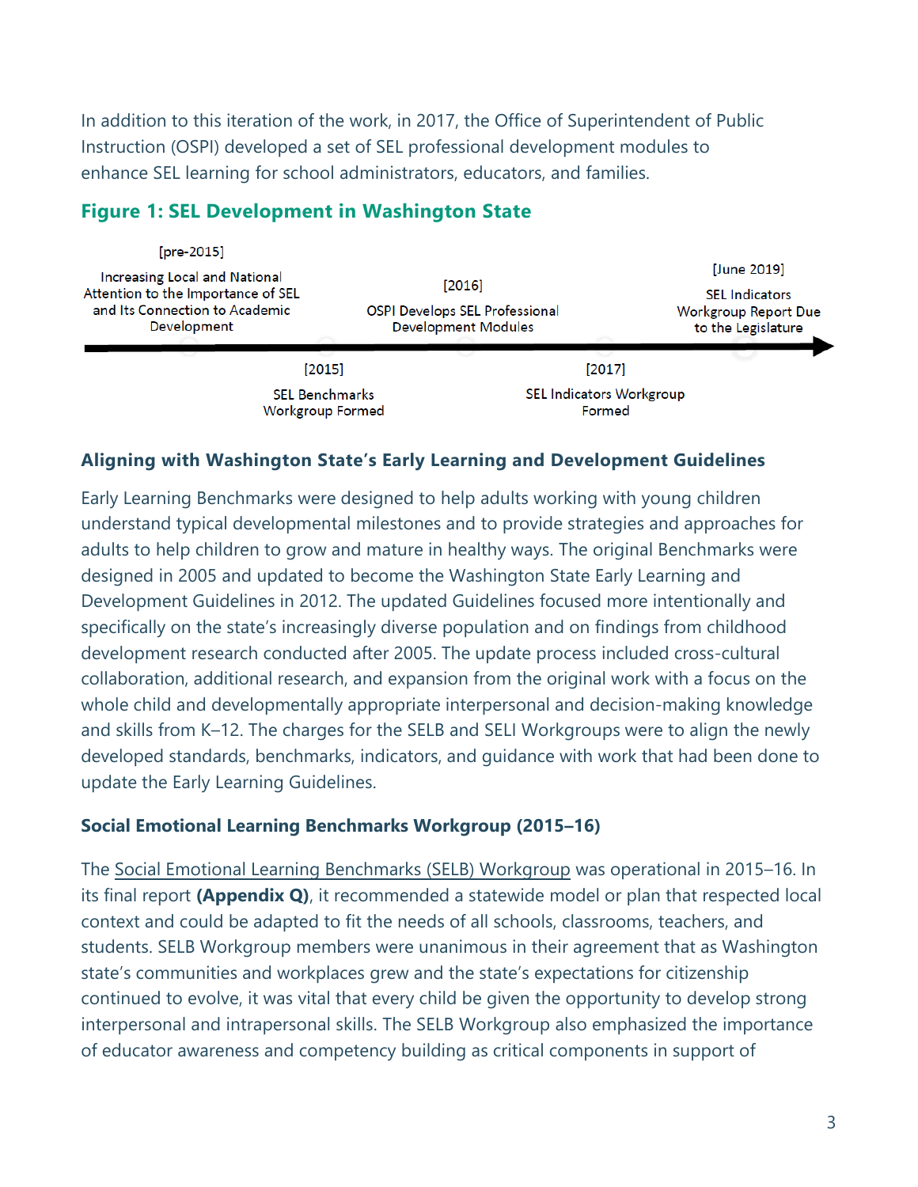In addition to this iteration of the work, in 2017, the Office of Superintendent of Public Instruction (OSPI) developed a set of SEL professional development modules to enhance SEL learning for school administrators, educators, and families.

### Figure 1: SEL Development in Washington State

[pre-2015]
Increasing Local and National Attention to the Importance of SEL and Its Connection to Academic Development

[2015]
SEL Benchmarks Workgroup Formed

[2016]
OSPI Develops SEL Professional Development Modules

[2017]
SEL Indicators Workgroup Formed

[June 2019]
SEL Indicators Workgroup Report Due to the Legislature

#### Aligning with Washington State's Early Learning and Development Guidelines

Early Learning Benchmarks were designed to help adults working with young children understand typical developmental milestones and to provide strategies and approaches for adults to help children to grow and mature in healthy ways. The original Benchmarks were designed in 2005 and updated to become the Washington State Early Learning and Development Guidelines in 2012. The updated Guidelines focused more intentionally and specifically on the state's increasingly diverse population and on findings from childhood development research conducted after 2005. The update process included cross-cultural collaboration, additional research, and expansion from the original work with a focus on the whole child and developmentally appropriate interpersonal and decision-making knowledge and skills from K–12. The charges for the SELB and SELI Workgroups were to align the newly developed standards, benchmarks, indicators, and guidance with work that had been done to update the Early Learning Guidelines.

#### Social Emotional Learning Benchmarks Workgroup (2015–16)

The Social Emotional Learning Benchmarks (SELB) Workgroup was operational in 2015–16. In its final report **(Appendix Q)**, it recommended a statewide model or plan that respected local context and could be adapted to fit the needs of all schools, classrooms, teachers, and students. SELB Workgroup members were unanimous in their agreement that as Washington state's communities and workplaces grew and the state's expectations for citizenship continued to evolve, it was vital that every child be given the opportunity to develop strong interpersonal and intrapersonal skills. The SELB Workgroup also emphasized the importance of educator awareness and competency building as critical components in support of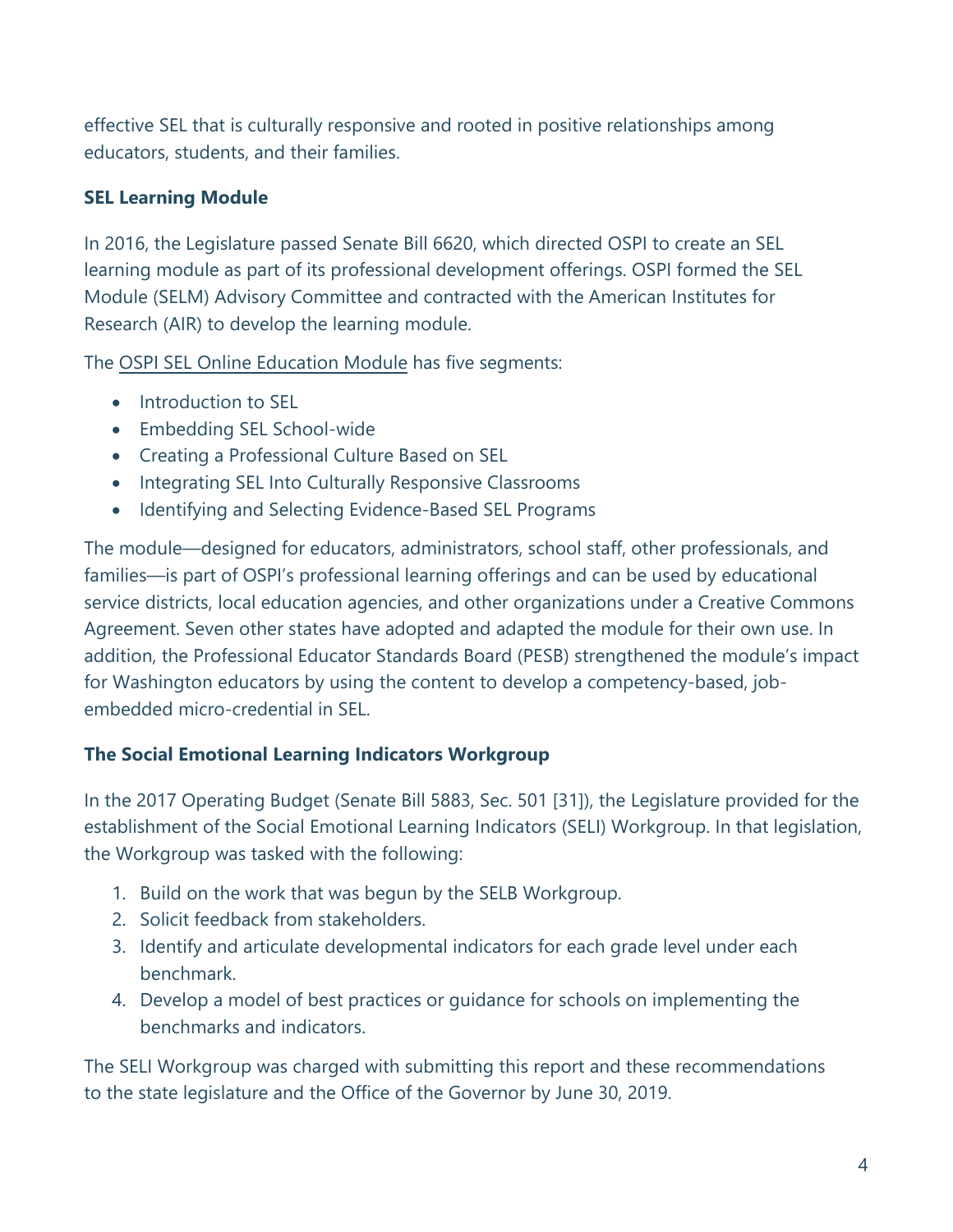effective SEL that is culturally responsive and rooted in positive relationships among educators, students, and their families.

### SEL Learning Module

In 2016, the Legislature passed Senate Bill 6620, which directed OSPI to create an SEL learning module as part of its professional development offerings. OSPI formed the SEL Module (SELM) Advisory Committee and contracted with the American Institutes for Research (AIR) to develop the learning module.

The OSPI SEL Online Education Module has five segments:

- Introduction to SEL
- Embedding SEL School-wide
- Creating a Professional Culture Based on SEL
- Integrating SEL Into Culturally Responsive Classrooms
- Identifying and Selecting Evidence-Based SEL Programs

The module—designed for educators, administrators, school staff, other professionals, and families—is part of OSPI's professional learning offerings and can be used by educational service districts, local education agencies, and other organizations under a Creative Commons Agreement. Seven other states have adopted and adapted the module for their own use. In addition, the Professional Educator Standards Board (PESB) strengthened the module's impact for Washington educators by using the content to develop a competency-based, job-embedded micro-credential in SEL.

### The Social Emotional Learning Indicators Workgroup

In the 2017 Operating Budget (Senate Bill 5883, Sec. 501 [31]), the Legislature provided for the establishment of the Social Emotional Learning Indicators (SELI) Workgroup. In that legislation, the Workgroup was tasked with the following:

1. Build on the work that was begun by the SELB Workgroup.
2. Solicit feedback from stakeholders.
3. Identify and articulate developmental indicators for each grade level under each benchmark.
4. Develop a model of best practices or guidance for schools on implementing the benchmarks and indicators.

The SELI Workgroup was charged with submitting this report and these recommendations to the state legislature and the Office of the Governor by June 30, 2019.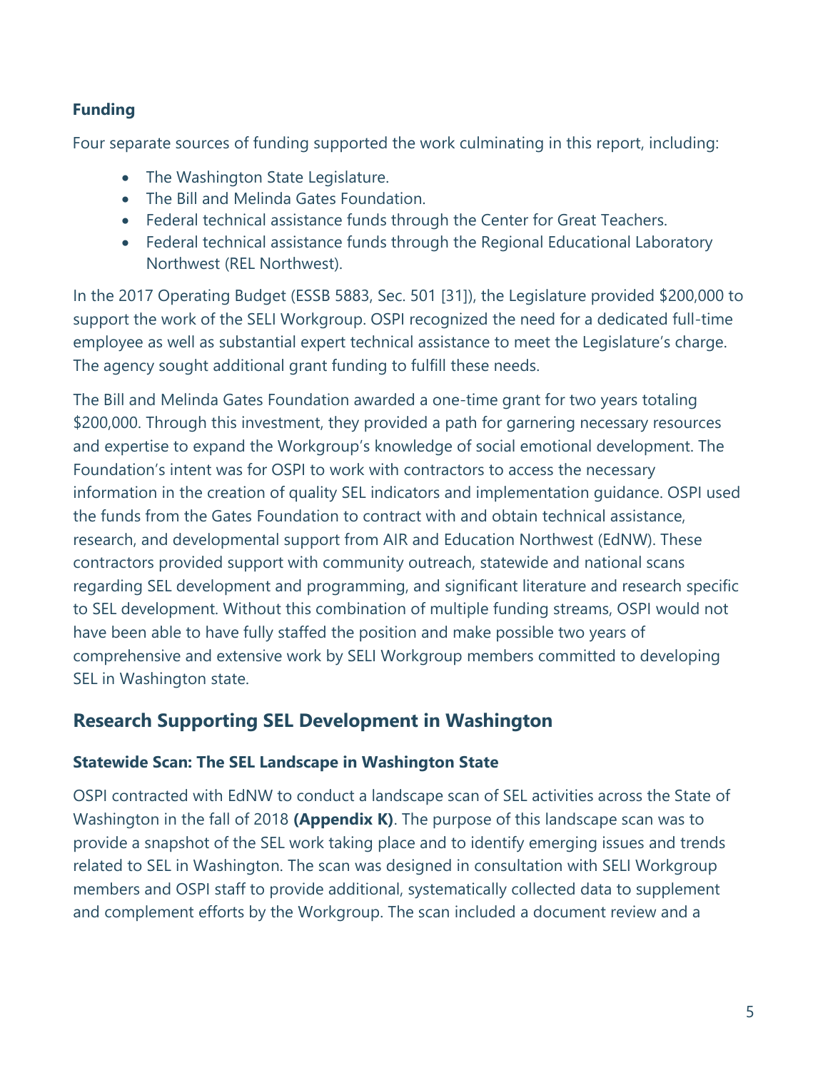### Funding

Four separate sources of funding supported the work culminating in this report, including:

- The Washington State Legislature.
- The Bill and Melinda Gates Foundation.
- Federal technical assistance funds through the Center for Great Teachers.
- Federal technical assistance funds through the Regional Educational Laboratory Northwest (REL Northwest).

In the 2017 Operating Budget (ESSB 5883, Sec. 501 [31]), the Legislature provided $200,000 to support the work of the SELI Workgroup. OSPI recognized the need for a dedicated full-time employee as well as substantial expert technical assistance to meet the Legislature's charge. The agency sought additional grant funding to fulfill these needs.

The Bill and Melinda Gates Foundation awarded a one-time grant for two years totaling $200,000. Through this investment, they provided a path for garnering necessary resources and expertise to expand the Workgroup's knowledge of social emotional development. The Foundation's intent was for OSPI to work with contractors to access the necessary information in the creation of quality SEL indicators and implementation guidance. OSPI used the funds from the Gates Foundation to contract with and obtain technical assistance, research, and developmental support from AIR and Education Northwest (EdNW). These contractors provided support with community outreach, statewide and national scans regarding SEL development and programming, and significant literature and research specific to SEL development. Without this combination of multiple funding streams, OSPI would not have been able to have fully staffed the position and make possible two years of comprehensive and extensive work by SELI Workgroup members committed to developing SEL in Washington state.

## Research Supporting SEL Development in Washington

### Statewide Scan: The SEL Landscape in Washington State

OSPI contracted with EdNW to conduct a landscape scan of SEL activities across the State of Washington in the fall of 2018 **(Appendix K)**. The purpose of this landscape scan was to provide a snapshot of the SEL work taking place and to identify emerging issues and trends related to SEL in Washington. The scan was designed in consultation with SELI Workgroup members and OSPI staff to provide additional, systematically collected data to supplement and complement efforts by the Workgroup. The scan included a document review and a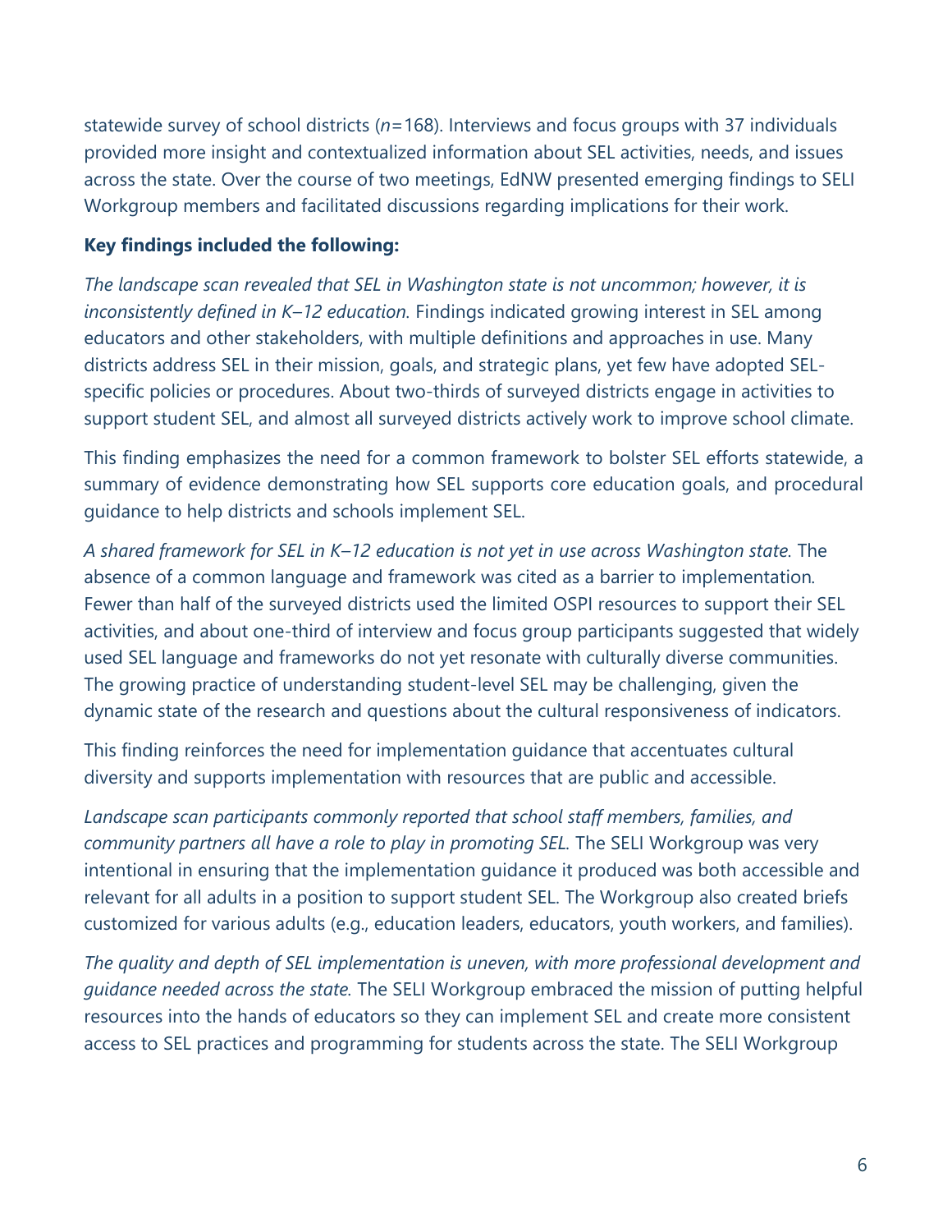statewide survey of school districts (*n*=168). Interviews and focus groups with 37 individuals provided more insight and contextualized information about SEL activities, needs, and issues across the state. Over the course of two meetings, EdNW presented emerging findings to SELI Workgroup members and facilitated discussions regarding implications for their work.

**Key findings included the following:**

*The landscape scan revealed that SEL in Washington state is not uncommon; however, it is inconsistently defined in K–12 education.* Findings indicated growing interest in SEL among educators and other stakeholders, with multiple definitions and approaches in use. Many districts address SEL in their mission, goals, and strategic plans, yet few have adopted SEL-specific policies or procedures. About two-thirds of surveyed districts engage in activities to support student SEL, and almost all surveyed districts actively work to improve school climate.

This finding emphasizes the need for a common framework to bolster SEL efforts statewide, a summary of evidence demonstrating how SEL supports core education goals, and procedural guidance to help districts and schools implement SEL.

*A shared framework for SEL in K–12 education is not yet in use across Washington state.* The absence of a common language and framework was cited as a barrier to implementation. Fewer than half of the surveyed districts used the limited OSPI resources to support their SEL activities, and about one-third of interview and focus group participants suggested that widely used SEL language and frameworks do not yet resonate with culturally diverse communities. The growing practice of understanding student-level SEL may be challenging, given the dynamic state of the research and questions about the cultural responsiveness of indicators.

This finding reinforces the need for implementation guidance that accentuates cultural diversity and supports implementation with resources that are public and accessible.

*Landscape scan participants commonly reported that school staff members, families, and community partners all have a role to play in promoting SEL.* The SELI Workgroup was very intentional in ensuring that the implementation guidance it produced was both accessible and relevant for all adults in a position to support student SEL. The Workgroup also created briefs customized for various adults (e.g., education leaders, educators, youth workers, and families).

*The quality and depth of SEL implementation is uneven, with more professional development and guidance needed across the state.* The SELI Workgroup embraced the mission of putting helpful resources into the hands of educators so they can implement SEL and create more consistent access to SEL practices and programming for students across the state. The SELI Workgroup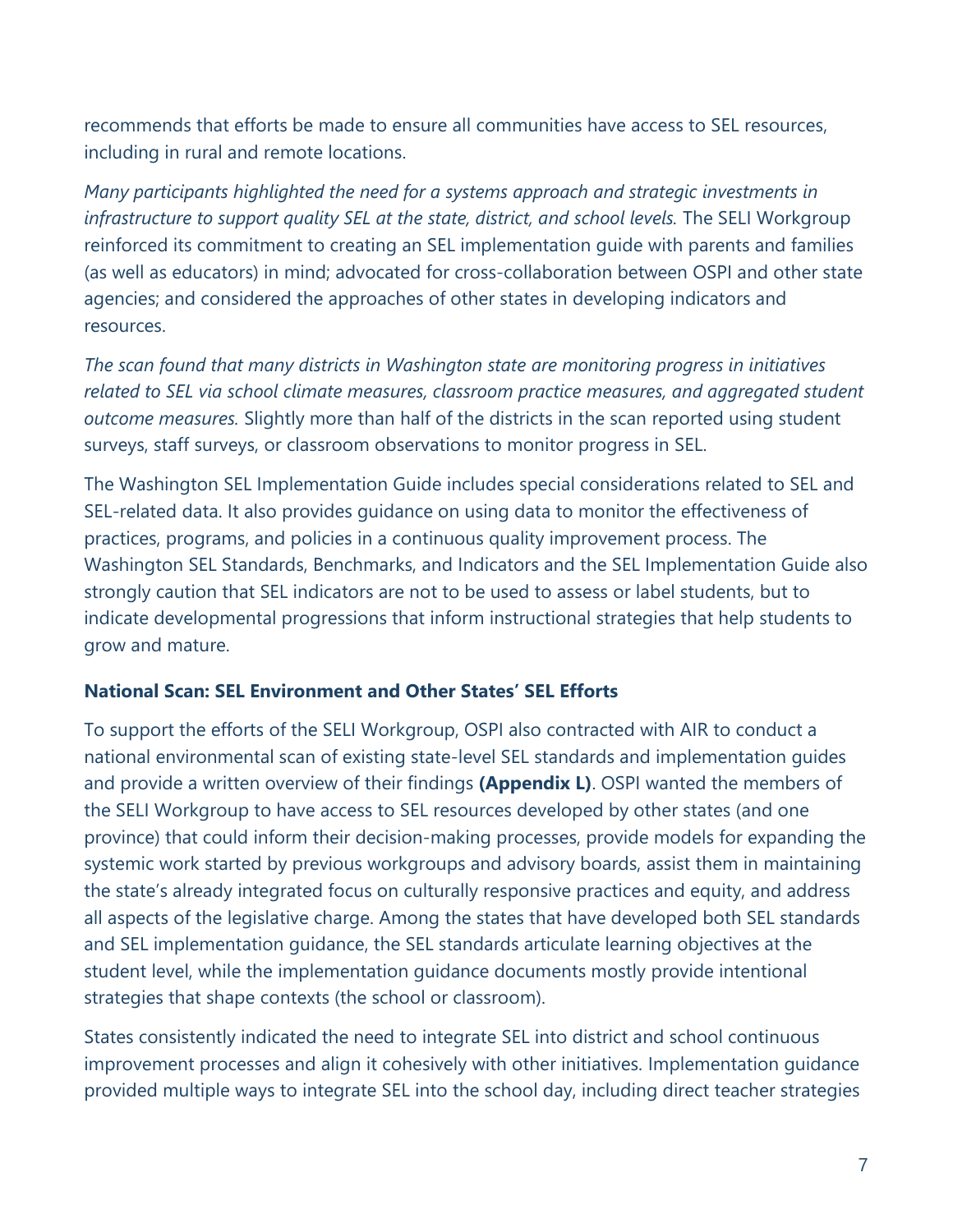recommends that efforts be made to ensure all communities have access to SEL resources, including in rural and remote locations.

*Many participants highlighted the need for a systems approach and strategic investments in infrastructure to support quality SEL at the state, district, and school levels.* The SELI Workgroup reinforced its commitment to creating an SEL implementation guide with parents and families (as well as educators) in mind; advocated for cross-collaboration between OSPI and other state agencies; and considered the approaches of other states in developing indicators and resources.

*The scan found that many districts in Washington state are monitoring progress in initiatives related to SEL via school climate measures, classroom practice measures, and aggregated student outcome measures.* Slightly more than half of the districts in the scan reported using student surveys, staff surveys, or classroom observations to monitor progress in SEL.

The Washington SEL Implementation Guide includes special considerations related to SEL and SEL-related data. It also provides guidance on using data to monitor the effectiveness of practices, programs, and policies in a continuous quality improvement process. The Washington SEL Standards, Benchmarks, and Indicators and the SEL Implementation Guide also strongly caution that SEL indicators are not to be used to assess or label students, but to indicate developmental progressions that inform instructional strategies that help students to grow and mature.

### National Scan: SEL Environment and Other States' SEL Efforts

To support the efforts of the SELI Workgroup, OSPI also contracted with AIR to conduct a national environmental scan of existing state-level SEL standards and implementation guides and provide a written overview of their findings **(Appendix L)**. OSPI wanted the members of the SELI Workgroup to have access to SEL resources developed by other states (and one province) that could inform their decision-making processes, provide models for expanding the systemic work started by previous workgroups and advisory boards, assist them in maintaining the state's already integrated focus on culturally responsive practices and equity, and address all aspects of the legislative charge. Among the states that have developed both SEL standards and SEL implementation guidance, the SEL standards articulate learning objectives at the student level, while the implementation guidance documents mostly provide intentional strategies that shape contexts (the school or classroom).

States consistently indicated the need to integrate SEL into district and school continuous improvement processes and align it cohesively with other initiatives. Implementation guidance provided multiple ways to integrate SEL into the school day, including direct teacher strategies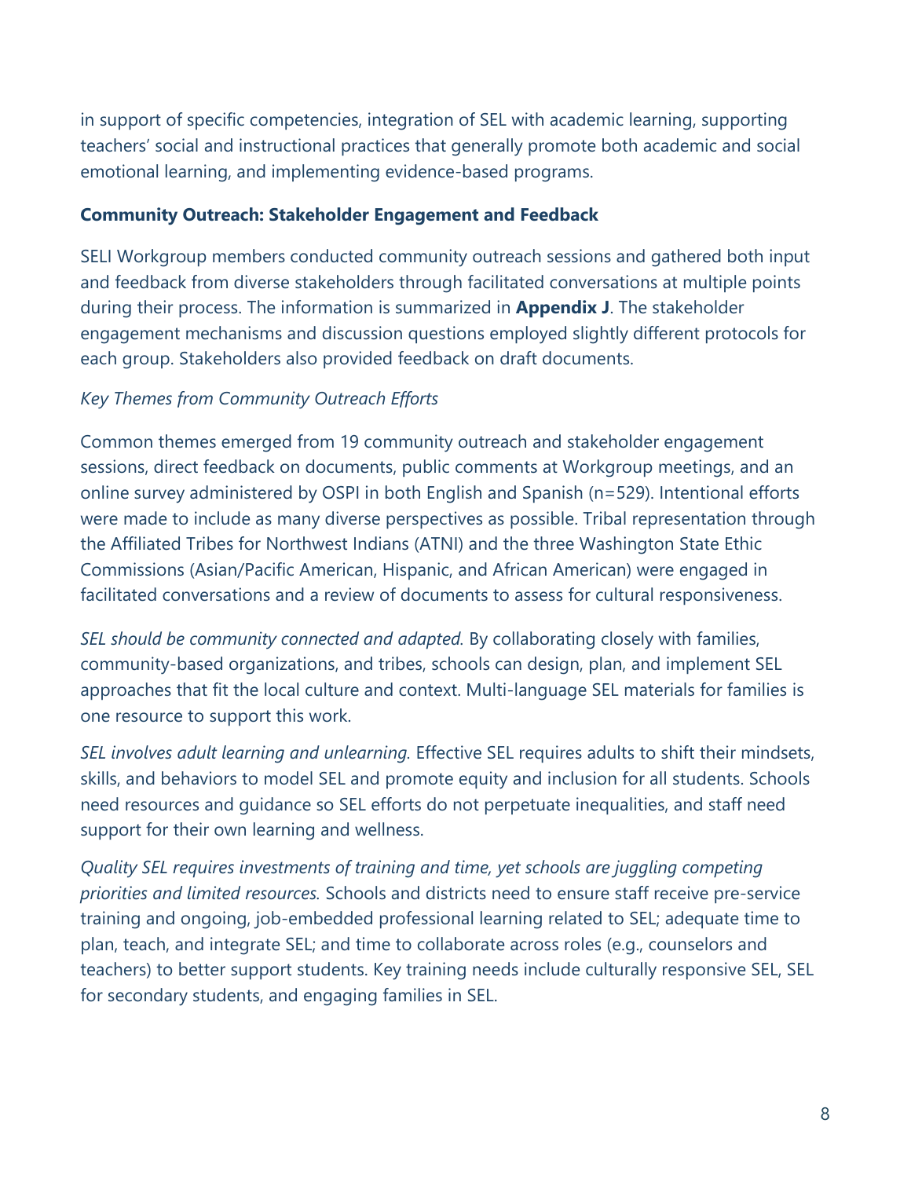in support of specific competencies, integration of SEL with academic learning, supporting teachers' social and instructional practices that generally promote both academic and social emotional learning, and implementing evidence-based programs.

### Community Outreach: Stakeholder Engagement and Feedback

SELI Workgroup members conducted community outreach sessions and gathered both input and feedback from diverse stakeholders through facilitated conversations at multiple points during their process. The information is summarized in **Appendix J**. The stakeholder engagement mechanisms and discussion questions employed slightly different protocols for each group. Stakeholders also provided feedback on draft documents.

*Key Themes from Community Outreach Efforts*

Common themes emerged from 19 community outreach and stakeholder engagement sessions, direct feedback on documents, public comments at Workgroup meetings, and an online survey administered by OSPI in both English and Spanish (n=529). Intentional efforts were made to include as many diverse perspectives as possible. Tribal representation through the Affiliated Tribes for Northwest Indians (ATNI) and the three Washington State Ethic Commissions (Asian/Pacific American, Hispanic, and African American) were engaged in facilitated conversations and a review of documents to assess for cultural responsiveness.

*SEL should be community connected and adapted.* By collaborating closely with families, community-based organizations, and tribes, schools can design, plan, and implement SEL approaches that fit the local culture and context. Multi-language SEL materials for families is one resource to support this work.

*SEL involves adult learning and unlearning.* Effective SEL requires adults to shift their mindsets, skills, and behaviors to model SEL and promote equity and inclusion for all students. Schools need resources and guidance so SEL efforts do not perpetuate inequalities, and staff need support for their own learning and wellness.

*Quality SEL requires investments of training and time, yet schools are juggling competing priorities and limited resources.* Schools and districts need to ensure staff receive pre-service training and ongoing, job-embedded professional learning related to SEL; adequate time to plan, teach, and integrate SEL; and time to collaborate across roles (e.g., counselors and teachers) to better support students. Key training needs include culturally responsive SEL, SEL for secondary students, and engaging families in SEL.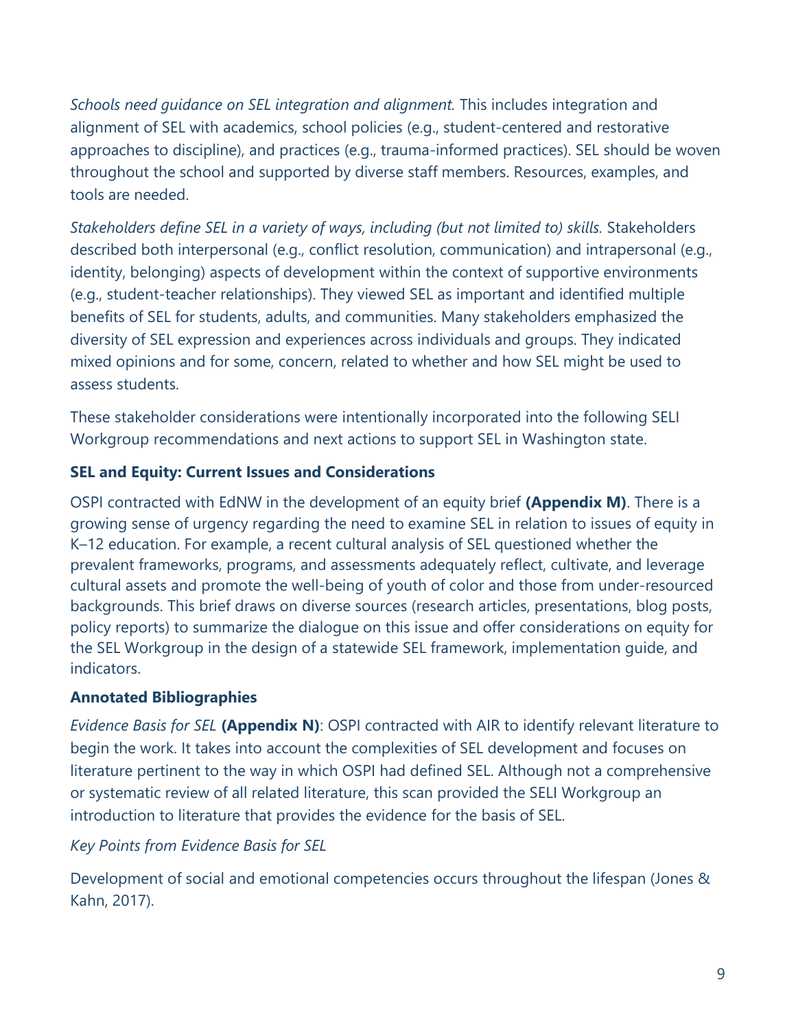*Schools need guidance on SEL integration and alignment.* This includes integration and alignment of SEL with academics, school policies (e.g., student-centered and restorative approaches to discipline), and practices (e.g., trauma-informed practices). SEL should be woven throughout the school and supported by diverse staff members. Resources, examples, and tools are needed.

*Stakeholders define SEL in a variety of ways, including (but not limited to) skills.* Stakeholders described both interpersonal (e.g., conflict resolution, communication) and intrapersonal (e.g., identity, belonging) aspects of development within the context of supportive environments (e.g., student-teacher relationships). They viewed SEL as important and identified multiple benefits of SEL for students, adults, and communities. Many stakeholders emphasized the diversity of SEL expression and experiences across individuals and groups. They indicated mixed opinions and for some, concern, related to whether and how SEL might be used to assess students.

These stakeholder considerations were intentionally incorporated into the following SELI Workgroup recommendations and next actions to support SEL in Washington state.

### SEL and Equity: Current Issues and Considerations

OSPI contracted with EdNW in the development of an equity brief **(Appendix M)**. There is a growing sense of urgency regarding the need to examine SEL in relation to issues of equity in K–12 education. For example, a recent cultural analysis of SEL questioned whether the prevalent frameworks, programs, and assessments adequately reflect, cultivate, and leverage cultural assets and promote the well-being of youth of color and those from under-resourced backgrounds. This brief draws on diverse sources (research articles, presentations, blog posts, policy reports) to summarize the dialogue on this issue and offer considerations on equity for the SEL Workgroup in the design of a statewide SEL framework, implementation guide, and indicators.

### Annotated Bibliographies

*Evidence Basis for SEL* **(Appendix N)**: OSPI contracted with AIR to identify relevant literature to begin the work. It takes into account the complexities of SEL development and focuses on literature pertinent to the way in which OSPI had defined SEL. Although not a comprehensive or systematic review of all related literature, this scan provided the SELI Workgroup an introduction to literature that provides the evidence for the basis of SEL.

*Key Points from Evidence Basis for SEL*

Development of social and emotional competencies occurs throughout the lifespan (Jones & Kahn, 2017).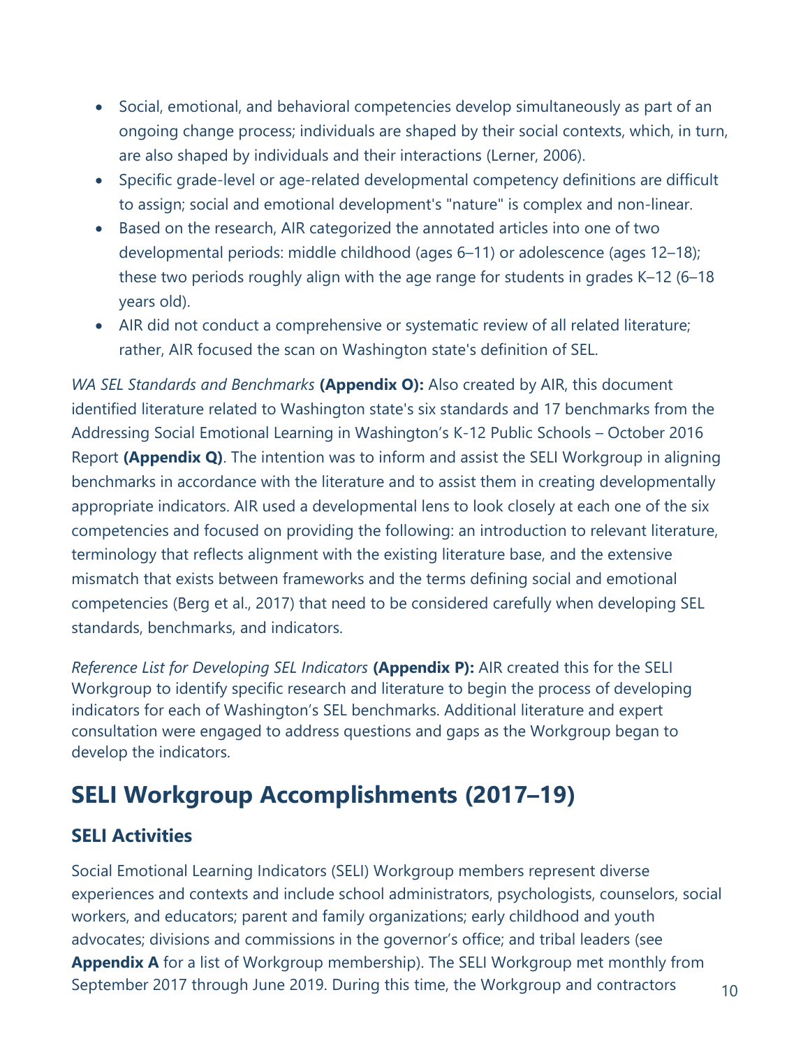- Social, emotional, and behavioral competencies develop simultaneously as part of an ongoing change process; individuals are shaped by their social contexts, which, in turn, are also shaped by individuals and their interactions (Lerner, 2006).
- Specific grade-level or age-related developmental competency definitions are difficult to assign; social and emotional development's "nature" is complex and non-linear.
- Based on the research, AIR categorized the annotated articles into one of two developmental periods: middle childhood (ages 6–11) or adolescence (ages 12–18); these two periods roughly align with the age range for students in grades K–12 (6–18 years old).
- AIR did not conduct a comprehensive or systematic review of all related literature; rather, AIR focused the scan on Washington state's definition of SEL.

*WA SEL Standards and Benchmarks* **(Appendix O):** Also created by AIR, this document identified literature related to Washington state's six standards and 17 benchmarks from the Addressing Social Emotional Learning in Washington's K-12 Public Schools – October 2016 Report **(Appendix Q)**. The intention was to inform and assist the SELI Workgroup in aligning benchmarks in accordance with the literature and to assist them in creating developmentally appropriate indicators. AIR used a developmental lens to look closely at each one of the six competencies and focused on providing the following: an introduction to relevant literature, terminology that reflects alignment with the existing literature base, and the extensive mismatch that exists between frameworks and the terms defining social and emotional competencies (Berg et al., 2017) that need to be considered carefully when developing SEL standards, benchmarks, and indicators.

*Reference List for Developing SEL Indicators* **(Appendix P):** AIR created this for the SELI Workgroup to identify specific research and literature to begin the process of developing indicators for each of Washington's SEL benchmarks. Additional literature and expert consultation were engaged to address questions and gaps as the Workgroup began to develop the indicators.

## SELI Workgroup Accomplishments (2017–19)

### SELI Activities

Social Emotional Learning Indicators (SELI) Workgroup members represent diverse experiences and contexts and include school administrators, psychologists, counselors, social workers, and educators; parent and family organizations; early childhood and youth advocates; divisions and commissions in the governor's office; and tribal leaders (see **Appendix A** for a list of Workgroup membership). The SELI Workgroup met monthly from September 2017 through June 2019. During this time, the Workgroup and contractors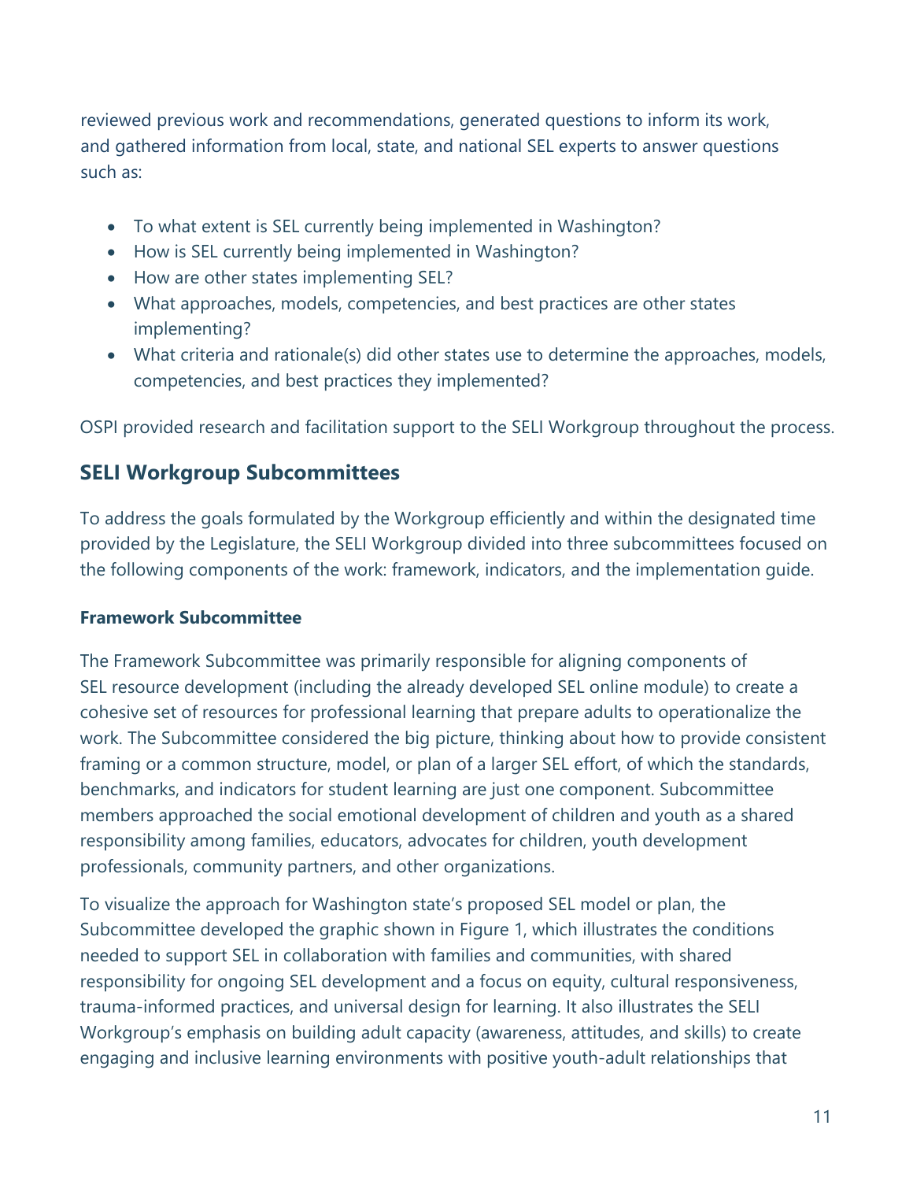reviewed previous work and recommendations, generated questions to inform its work, and gathered information from local, state, and national SEL experts to answer questions such as:

- To what extent is SEL currently being implemented in Washington?
- How is SEL currently being implemented in Washington?
- How are other states implementing SEL?
- What approaches, models, competencies, and best practices are other states implementing?
- What criteria and rationale(s) did other states use to determine the approaches, models, competencies, and best practices they implemented?

OSPI provided research and facilitation support to the SELI Workgroup throughout the process.

## SELI Workgroup Subcommittees

To address the goals formulated by the Workgroup efficiently and within the designated time provided by the Legislature, the SELI Workgroup divided into three subcommittees focused on the following components of the work: framework, indicators, and the implementation guide.

### Framework Subcommittee

The Framework Subcommittee was primarily responsible for aligning components of SEL resource development (including the already developed SEL online module) to create a cohesive set of resources for professional learning that prepare adults to operationalize the work. The Subcommittee considered the big picture, thinking about how to provide consistent framing or a common structure, model, or plan of a larger SEL effort, of which the standards, benchmarks, and indicators for student learning are just one component. Subcommittee members approached the social emotional development of children and youth as a shared responsibility among families, educators, advocates for children, youth development professionals, community partners, and other organizations.

To visualize the approach for Washington state's proposed SEL model or plan, the Subcommittee developed the graphic shown in Figure 1, which illustrates the conditions needed to support SEL in collaboration with families and communities, with shared responsibility for ongoing SEL development and a focus on equity, cultural responsiveness, trauma-informed practices, and universal design for learning. It also illustrates the SELI Workgroup's emphasis on building adult capacity (awareness, attitudes, and skills) to create engaging and inclusive learning environments with positive youth-adult relationships that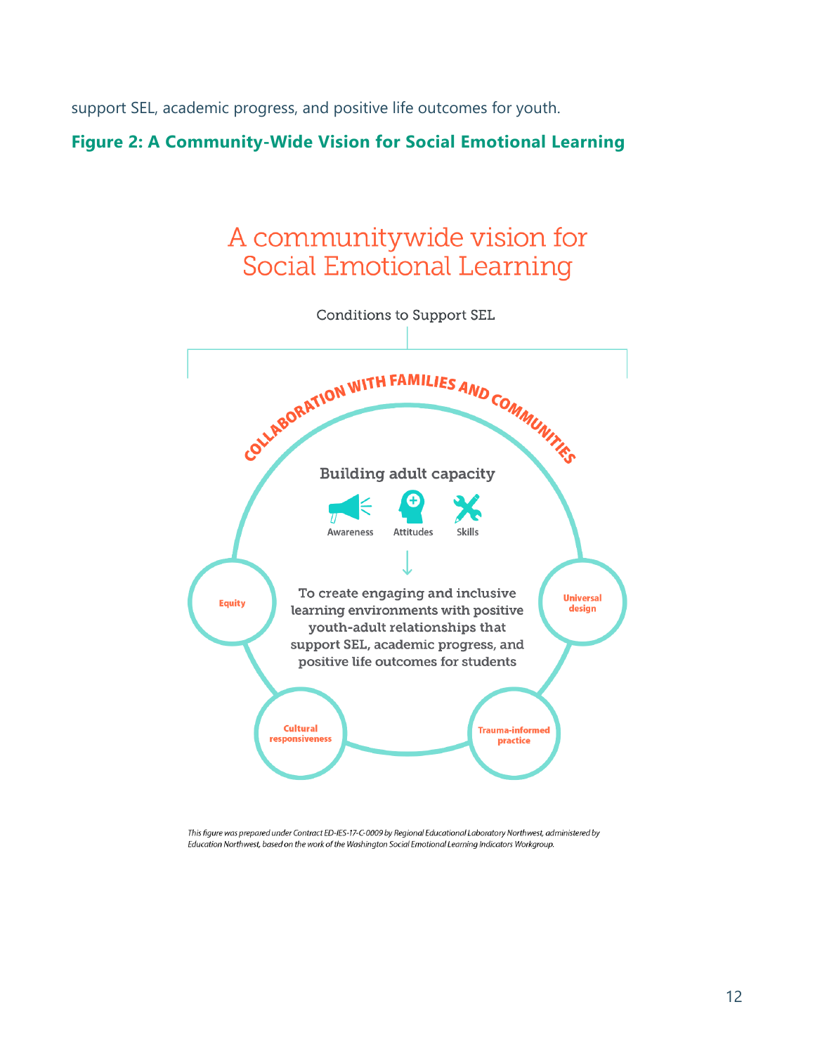support SEL, academic progress, and positive life outcomes for youth.

**Figure 2: A Community-Wide Vision for Social Emotional Learning**

A communitywide vision for Social Emotional Learning

Conditions to Support SEL

COLLABORATION WITH FAMILIES AND COMMUNITIES

Building adult capacity

Awareness Attitudes Skills

To create engaging and inclusive learning environments with positive youth-adult relationships that support SEL, academic progress, and positive life outcomes for students

Equity

Universal design

Cultural responsiveness

Trauma-informed practice

*This figure was prepared under Contract ED-IES-17-C-0009 by Regional Educational Laboratory Northwest, administered by Education Northwest, based on the work of the Washington Social Emotional Learning Indicators Workgroup.*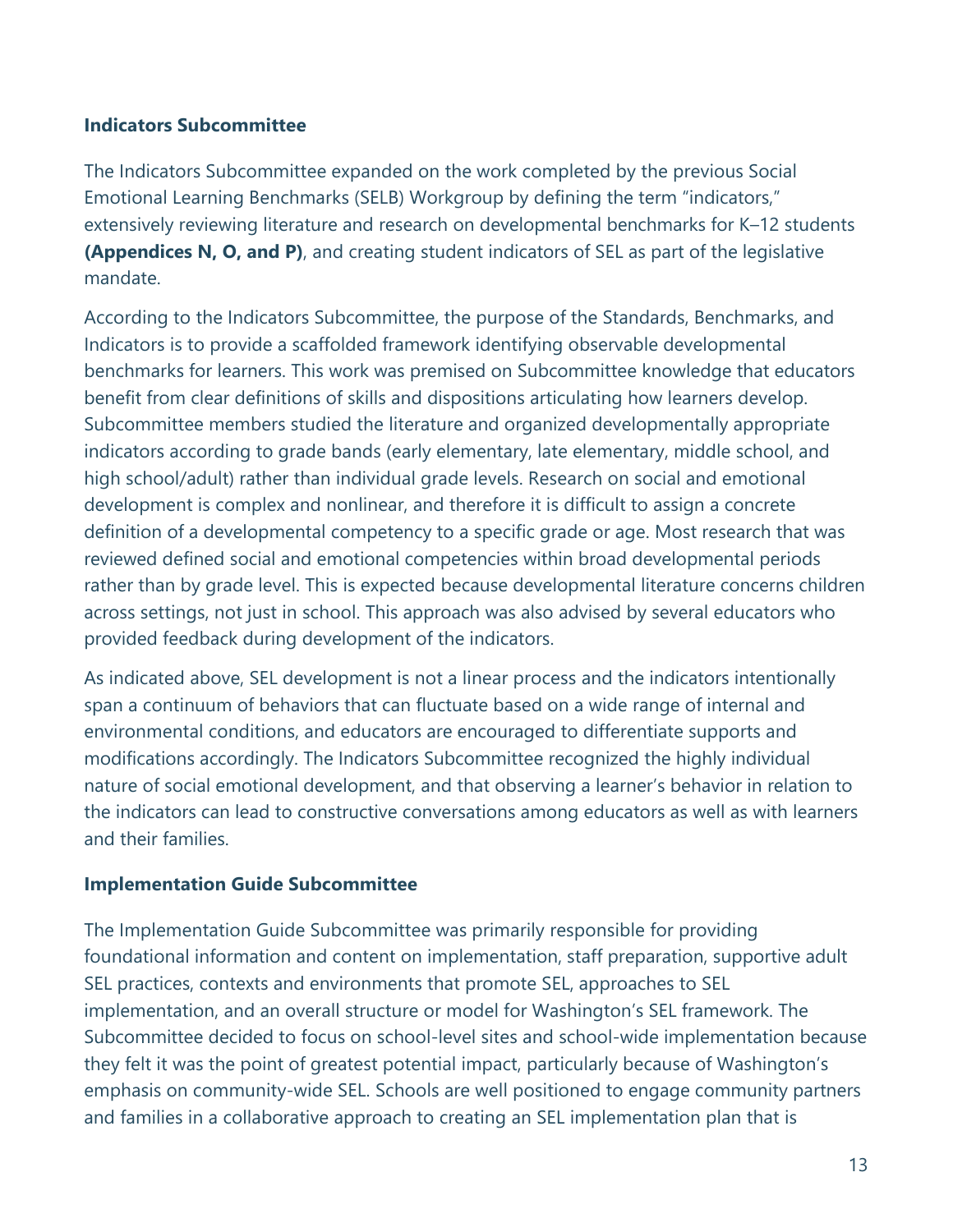**Indicators Subcommittee**

The Indicators Subcommittee expanded on the work completed by the previous Social Emotional Learning Benchmarks (SELB) Workgroup by defining the term "indicators," extensively reviewing literature and research on developmental benchmarks for K–12 students **(Appendices N, O, and P)**, and creating student indicators of SEL as part of the legislative mandate.

According to the Indicators Subcommittee, the purpose of the Standards, Benchmarks, and Indicators is to provide a scaffolded framework identifying observable developmental benchmarks for learners. This work was premised on Subcommittee knowledge that educators benefit from clear definitions of skills and dispositions articulating how learners develop. Subcommittee members studied the literature and organized developmentally appropriate indicators according to grade bands (early elementary, late elementary, middle school, and high school/adult) rather than individual grade levels. Research on social and emotional development is complex and nonlinear, and therefore it is difficult to assign a concrete definition of a developmental competency to a specific grade or age. Most research that was reviewed defined social and emotional competencies within broad developmental periods rather than by grade level. This is expected because developmental literature concerns children across settings, not just in school. This approach was also advised by several educators who provided feedback during development of the indicators.

As indicated above, SEL development is not a linear process and the indicators intentionally span a continuum of behaviors that can fluctuate based on a wide range of internal and environmental conditions, and educators are encouraged to differentiate supports and modifications accordingly. The Indicators Subcommittee recognized the highly individual nature of social emotional development, and that observing a learner's behavior in relation to the indicators can lead to constructive conversations among educators as well as with learners and their families.

**Implementation Guide Subcommittee**

The Implementation Guide Subcommittee was primarily responsible for providing foundational information and content on implementation, staff preparation, supportive adult SEL practices, contexts and environments that promote SEL, approaches to SEL implementation, and an overall structure or model for Washington's SEL framework. The Subcommittee decided to focus on school-level sites and school-wide implementation because they felt it was the point of greatest potential impact, particularly because of Washington's emphasis on community-wide SEL. Schools are well positioned to engage community partners and families in a collaborative approach to creating an SEL implementation plan that is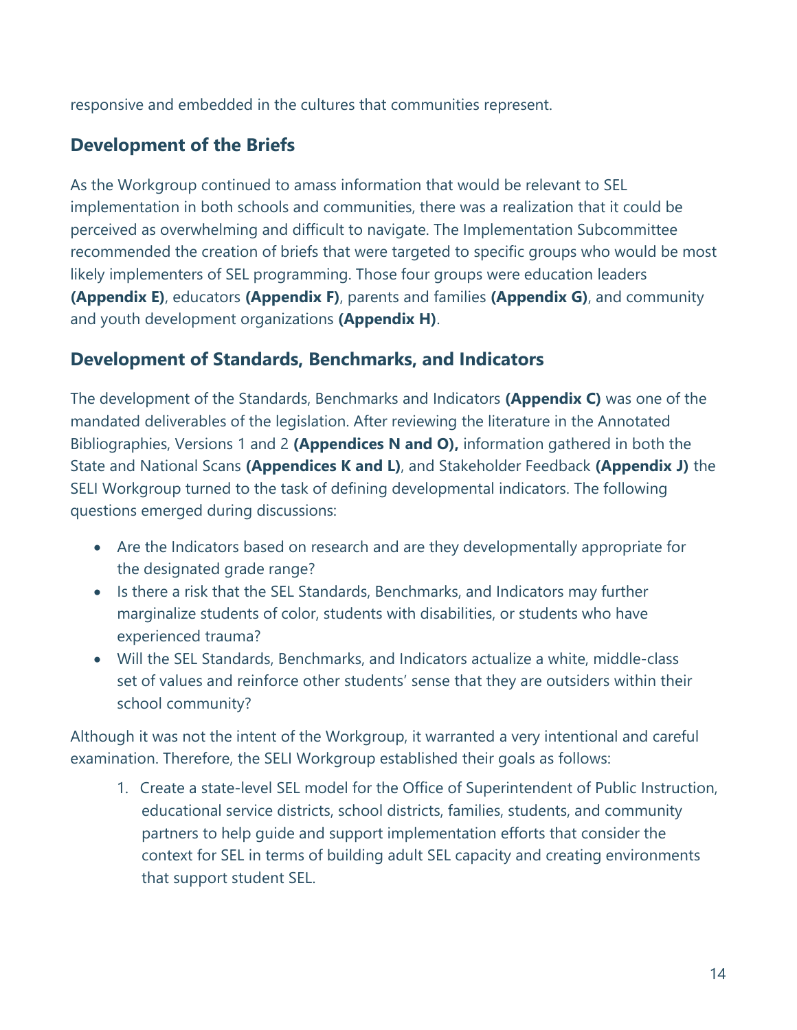responsive and embedded in the cultures that communities represent.

## Development of the Briefs

As the Workgroup continued to amass information that would be relevant to SEL implementation in both schools and communities, there was a realization that it could be perceived as overwhelming and difficult to navigate. The Implementation Subcommittee recommended the creation of briefs that were targeted to specific groups who would be most likely implementers of SEL programming. Those four groups were education leaders **(Appendix E)**, educators **(Appendix F)**, parents and families **(Appendix G)**, and community and youth development organizations **(Appendix H)**.

## Development of Standards, Benchmarks, and Indicators

The development of the Standards, Benchmarks and Indicators **(Appendix C)** was one of the mandated deliverables of the legislation. After reviewing the literature in the Annotated Bibliographies, Versions 1 and 2 **(Appendices N and O),** information gathered in both the State and National Scans **(Appendices K and L)**, and Stakeholder Feedback **(Appendix J)** the SELI Workgroup turned to the task of defining developmental indicators. The following questions emerged during discussions:

- Are the Indicators based on research and are they developmentally appropriate for the designated grade range?
- Is there a risk that the SEL Standards, Benchmarks, and Indicators may further marginalize students of color, students with disabilities, or students who have experienced trauma?
- Will the SEL Standards, Benchmarks, and Indicators actualize a white, middle-class set of values and reinforce other students' sense that they are outsiders within their school community?

Although it was not the intent of the Workgroup, it warranted a very intentional and careful examination. Therefore, the SELI Workgroup established their goals as follows:

1. Create a state-level SEL model for the Office of Superintendent of Public Instruction, educational service districts, school districts, families, students, and community partners to help guide and support implementation efforts that consider the context for SEL in terms of building adult SEL capacity and creating environments that support student SEL.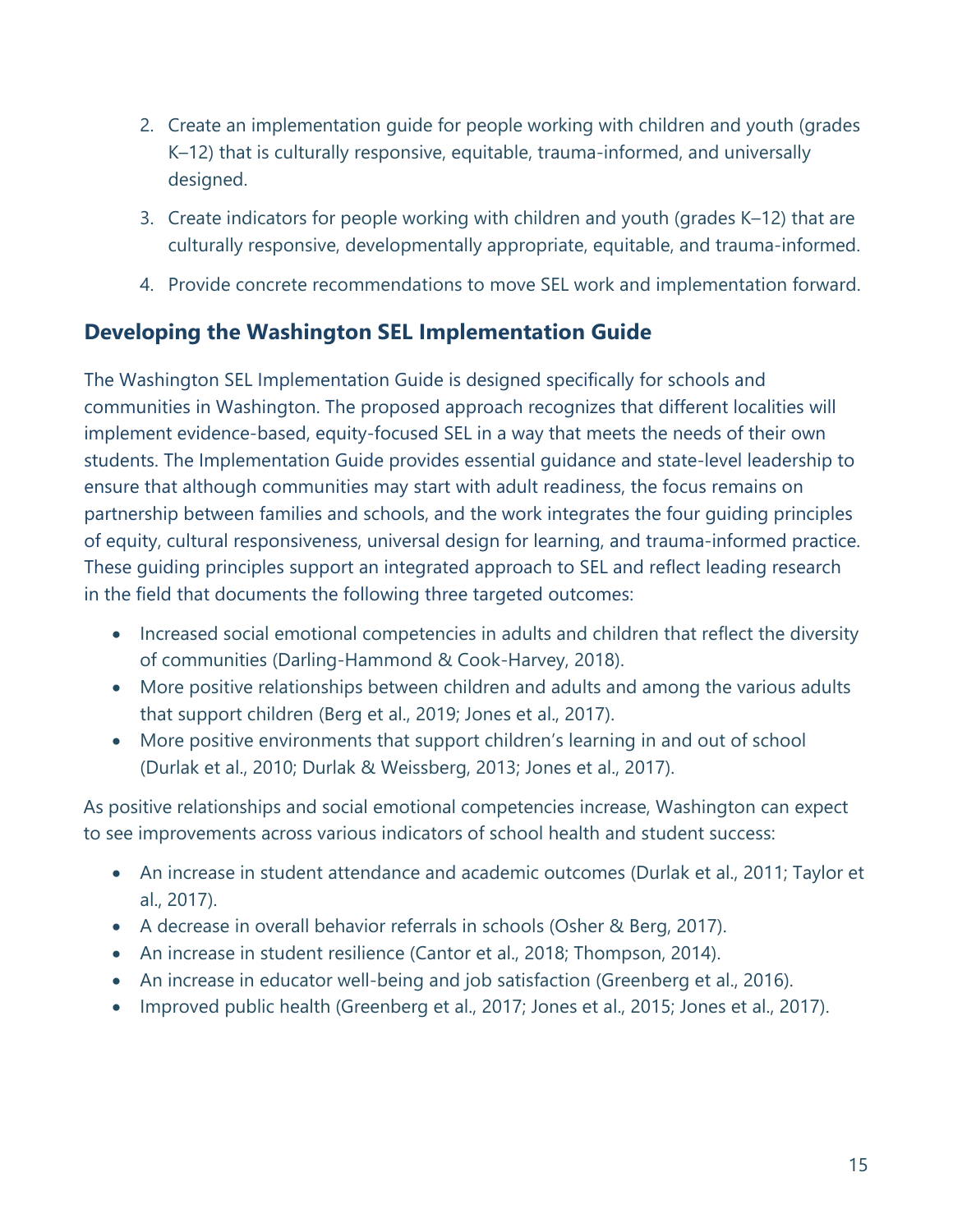2. Create an implementation guide for people working with children and youth (grades K–12) that is culturally responsive, equitable, trauma-informed, and universally designed.
3. Create indicators for people working with children and youth (grades K–12) that are culturally responsive, developmentally appropriate, equitable, and trauma-informed.
4. Provide concrete recommendations to move SEL work and implementation forward.

## Developing the Washington SEL Implementation Guide

The Washington SEL Implementation Guide is designed specifically for schools and communities in Washington. The proposed approach recognizes that different localities will implement evidence-based, equity-focused SEL in a way that meets the needs of their own students. The Implementation Guide provides essential guidance and state-level leadership to ensure that although communities may start with adult readiness, the focus remains on partnership between families and schools, and the work integrates the four guiding principles of equity, cultural responsiveness, universal design for learning, and trauma-informed practice. These guiding principles support an integrated approach to SEL and reflect leading research in the field that documents the following three targeted outcomes:

- Increased social emotional competencies in adults and children that reflect the diversity of communities (Darling-Hammond & Cook-Harvey, 2018).
- More positive relationships between children and adults and among the various adults that support children (Berg et al., 2019; Jones et al., 2017).
- More positive environments that support children's learning in and out of school (Durlak et al., 2010; Durlak & Weissberg, 2013; Jones et al., 2017).

As positive relationships and social emotional competencies increase, Washington can expect to see improvements across various indicators of school health and student success:

- An increase in student attendance and academic outcomes (Durlak et al., 2011; Taylor et al., 2017).
- A decrease in overall behavior referrals in schools (Osher & Berg, 2017).
- An increase in student resilience (Cantor et al., 2018; Thompson, 2014).
- An increase in educator well-being and job satisfaction (Greenberg et al., 2016).
- Improved public health (Greenberg et al., 2017; Jones et al., 2015; Jones et al., 2017).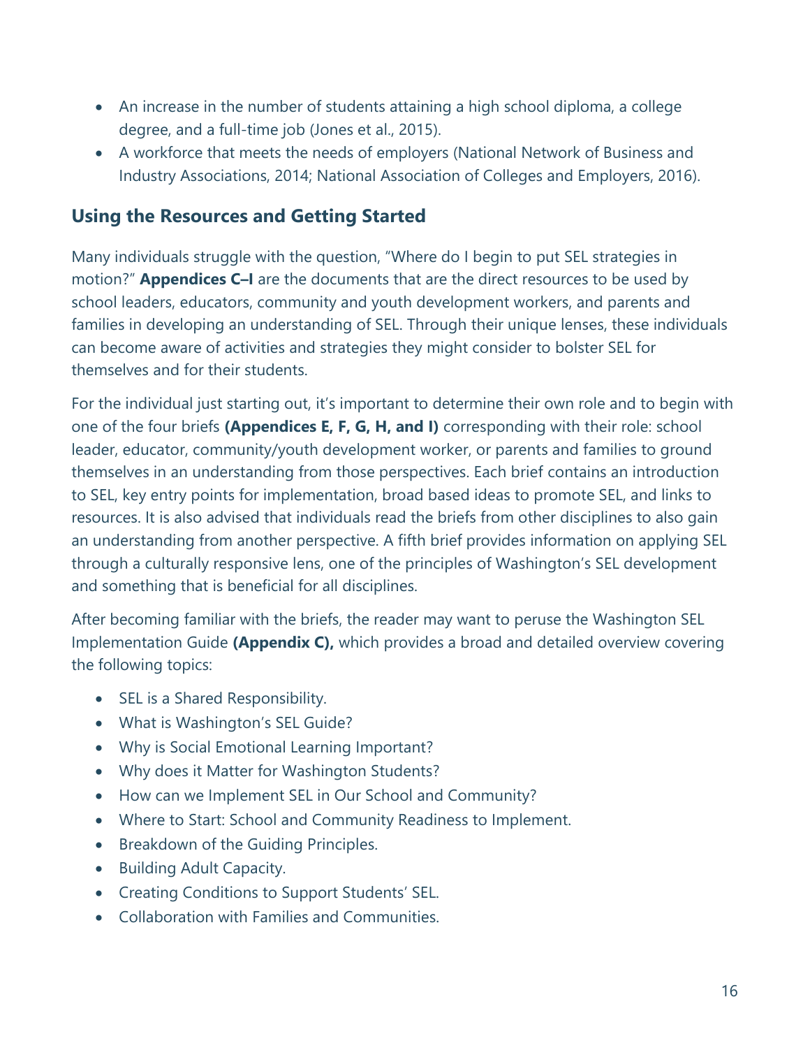- An increase in the number of students attaining a high school diploma, a college degree, and a full-time job (Jones et al., 2015).
- A workforce that meets the needs of employers (National Network of Business and Industry Associations, 2014; National Association of Colleges and Employers, 2016).

## Using the Resources and Getting Started

Many individuals struggle with the question, "Where do I begin to put SEL strategies in motion?" **Appendices C–I** are the documents that are the direct resources to be used by school leaders, educators, community and youth development workers, and parents and families in developing an understanding of SEL. Through their unique lenses, these individuals can become aware of activities and strategies they might consider to bolster SEL for themselves and for their students.

For the individual just starting out, it's important to determine their own role and to begin with one of the four briefs **(Appendices E, F, G, H, and I)** corresponding with their role: school leader, educator, community/youth development worker, or parents and families to ground themselves in an understanding from those perspectives. Each brief contains an introduction to SEL, key entry points for implementation, broad based ideas to promote SEL, and links to resources. It is also advised that individuals read the briefs from other disciplines to also gain an understanding from another perspective. A fifth brief provides information on applying SEL through a culturally responsive lens, one of the principles of Washington's SEL development and something that is beneficial for all disciplines.

After becoming familiar with the briefs, the reader may want to peruse the Washington SEL Implementation Guide **(Appendix C),** which provides a broad and detailed overview covering the following topics:

- SEL is a Shared Responsibility.
- What is Washington's SEL Guide?
- Why is Social Emotional Learning Important?
- Why does it Matter for Washington Students?
- How can we Implement SEL in Our School and Community?
- Where to Start: School and Community Readiness to Implement.
- Breakdown of the Guiding Principles.
- Building Adult Capacity.
- Creating Conditions to Support Students' SEL.
- Collaboration with Families and Communities.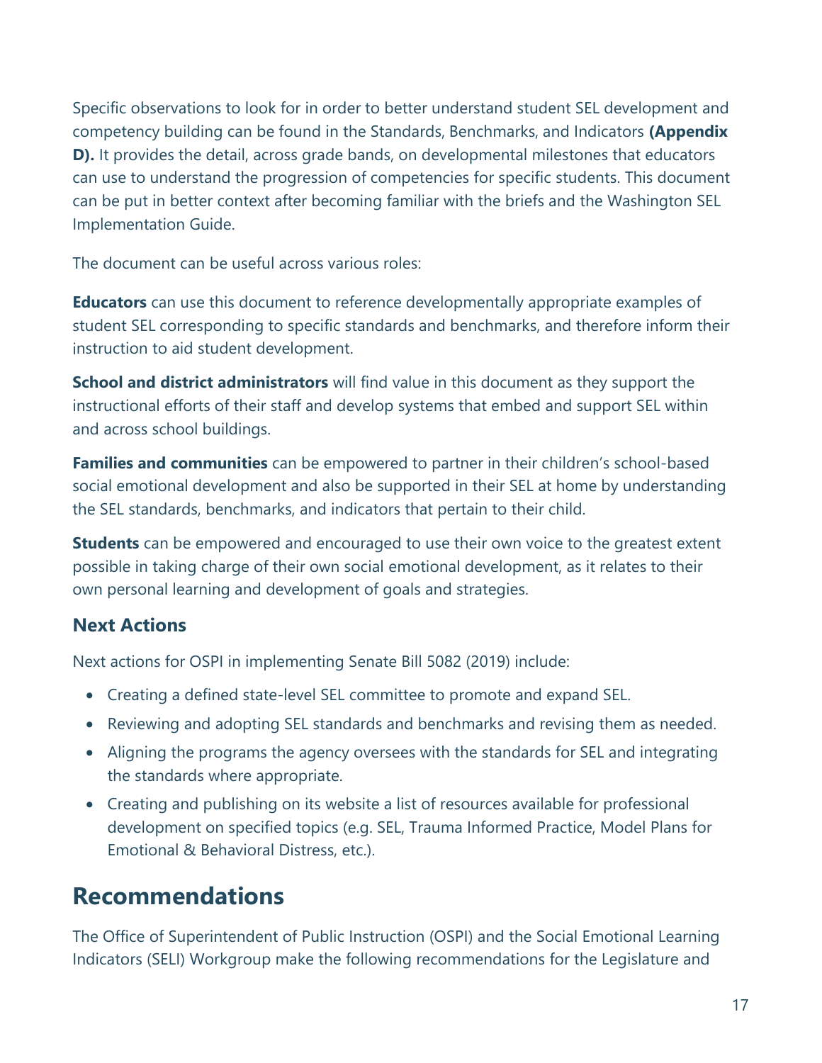Specific observations to look for in order to better understand student SEL development and competency building can be found in the Standards, Benchmarks, and Indicators **(Appendix D).** It provides the detail, across grade bands, on developmental milestones that educators can use to understand the progression of competencies for specific students. This document can be put in better context after becoming familiar with the briefs and the Washington SEL Implementation Guide.

The document can be useful across various roles:

**Educators** can use this document to reference developmentally appropriate examples of student SEL corresponding to specific standards and benchmarks, and therefore inform their instruction to aid student development.

**School and district administrators** will find value in this document as they support the instructional efforts of their staff and develop systems that embed and support SEL within and across school buildings.

**Families and communities** can be empowered to partner in their children's school-based social emotional development and also be supported in their SEL at home by understanding the SEL standards, benchmarks, and indicators that pertain to their child.

**Students** can be empowered and encouraged to use their own voice to the greatest extent possible in taking charge of their own social emotional development, as it relates to their own personal learning and development of goals and strategies.

### Next Actions

Next actions for OSPI in implementing Senate Bill 5082 (2019) include:

- Creating a defined state-level SEL committee to promote and expand SEL.
- Reviewing and adopting SEL standards and benchmarks and revising them as needed.
- Aligning the programs the agency oversees with the standards for SEL and integrating the standards where appropriate.
- Creating and publishing on its website a list of resources available for professional development on specified topics (e.g. SEL, Trauma Informed Practice, Model Plans for Emotional & Behavioral Distress, etc.).

## Recommendations

The Office of Superintendent of Public Instruction (OSPI) and the Social Emotional Learning Indicators (SELI) Workgroup make the following recommendations for the Legislature and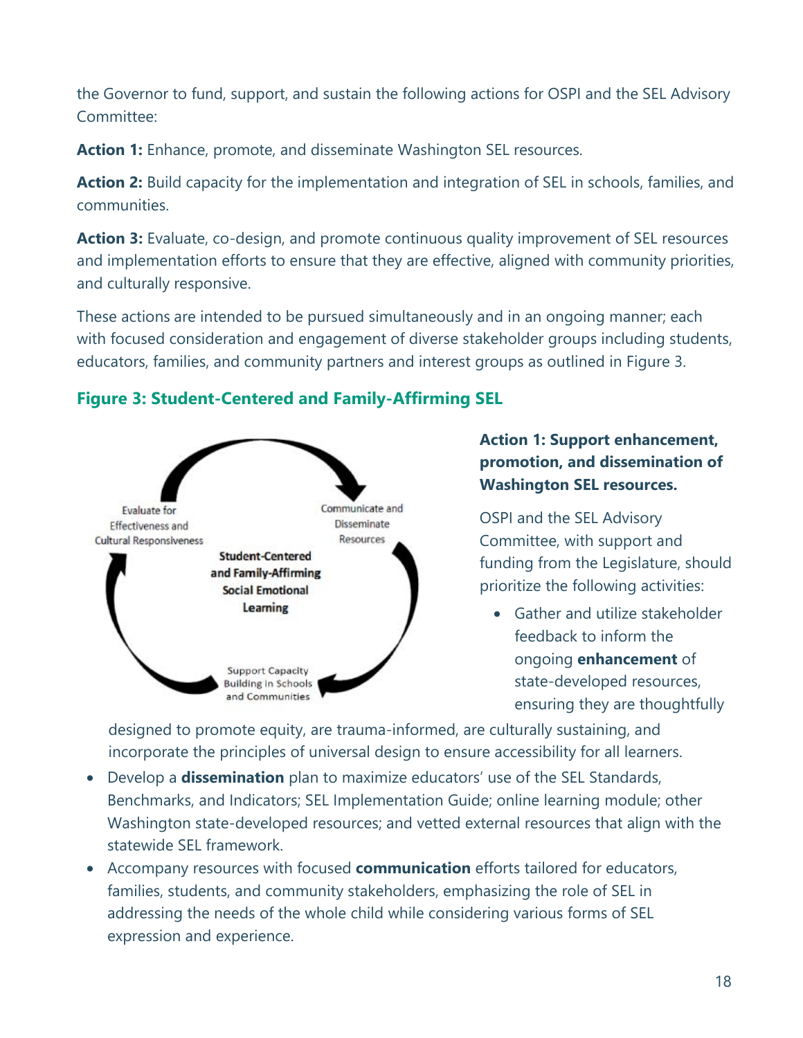the Governor to fund, support, and sustain the following actions for OSPI and the SEL Advisory Committee:

**Action 1:** Enhance, promote, and disseminate Washington SEL resources.

**Action 2:** Build capacity for the implementation and integration of SEL in schools, families, and communities.

**Action 3:** Evaluate, co-design, and promote continuous quality improvement of SEL resources and implementation efforts to ensure that they are effective, aligned with community priorities, and culturally responsive.

These actions are intended to be pursued simultaneously and in an ongoing manner; each with focused consideration and engagement of diverse stakeholder groups including students, educators, families, and community partners and interest groups as outlined in Figure 3.

### Figure 3: Student-Centered and Family-Affirming SEL

Student-Centered and Family-Affirming Social Emotional Learning

Communicate and Disseminate Resources

Support Capacity Building in Schools and Communities

Evaluate for Effectiveness and Cultural Responsiveness

### Action 1: Support enhancement, promotion, and dissemination of Washington SEL resources.

OSPI and the SEL Advisory Committee, with support and funding from the Legislature, should prioritize the following activities:

- Gather and utilize stakeholder feedback to inform the ongoing **enhancement** of state-developed resources, ensuring they are thoughtfully designed to promote equity, are trauma-informed, are culturally sustaining, and incorporate the principles of universal design to ensure accessibility for all learners.
- Develop a **dissemination** plan to maximize educators' use of the SEL Standards, Benchmarks, and Indicators; SEL Implementation Guide; online learning module; other Washington state-developed resources; and vetted external resources that align with the statewide SEL framework.
- Accompany resources with focused **communication** efforts tailored for educators, families, students, and community stakeholders, emphasizing the role of SEL in addressing the needs of the whole child while considering various forms of SEL expression and experience.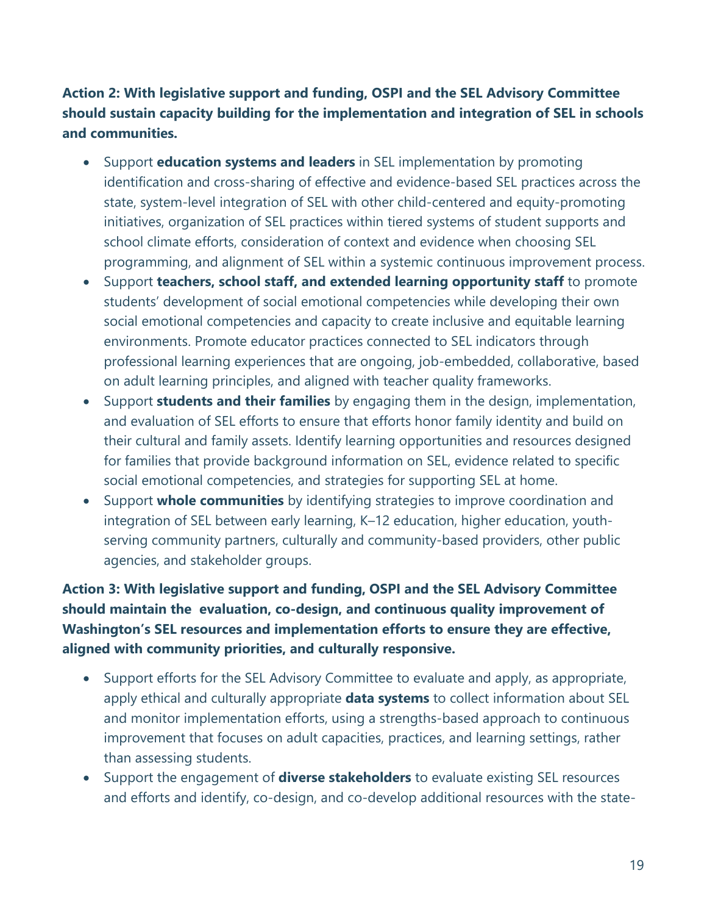**Action 2: With legislative support and funding, OSPI and the SEL Advisory Committee should sustain capacity building for the implementation and integration of SEL in schools and communities.**

- Support **education systems and leaders** in SEL implementation by promoting identification and cross-sharing of effective and evidence-based SEL practices across the state, system-level integration of SEL with other child-centered and equity-promoting initiatives, organization of SEL practices within tiered systems of student supports and school climate efforts, consideration of context and evidence when choosing SEL programming, and alignment of SEL within a systemic continuous improvement process.
- Support **teachers, school staff, and extended learning opportunity staff** to promote students' development of social emotional competencies while developing their own social emotional competencies and capacity to create inclusive and equitable learning environments. Promote educator practices connected to SEL indicators through professional learning experiences that are ongoing, job-embedded, collaborative, based on adult learning principles, and aligned with teacher quality frameworks.
- Support **students and their families** by engaging them in the design, implementation, and evaluation of SEL efforts to ensure that efforts honor family identity and build on their cultural and family assets. Identify learning opportunities and resources designed for families that provide background information on SEL, evidence related to specific social emotional competencies, and strategies for supporting SEL at home.
- Support **whole communities** by identifying strategies to improve coordination and integration of SEL between early learning, K–12 education, higher education, youth-serving community partners, culturally and community-based providers, other public agencies, and stakeholder groups.

**Action 3: With legislative support and funding, OSPI and the SEL Advisory Committee should maintain the evaluation, co-design, and continuous quality improvement of Washington's SEL resources and implementation efforts to ensure they are effective, aligned with community priorities, and culturally responsive.**

- Support efforts for the SEL Advisory Committee to evaluate and apply, as appropriate, apply ethical and culturally appropriate **data systems** to collect information about SEL and monitor implementation efforts, using a strengths-based approach to continuous improvement that focuses on adult capacities, practices, and learning settings, rather than assessing students.
- Support the engagement of **diverse stakeholders** to evaluate existing SEL resources and efforts and identify, co-design, and co-develop additional resources with the state-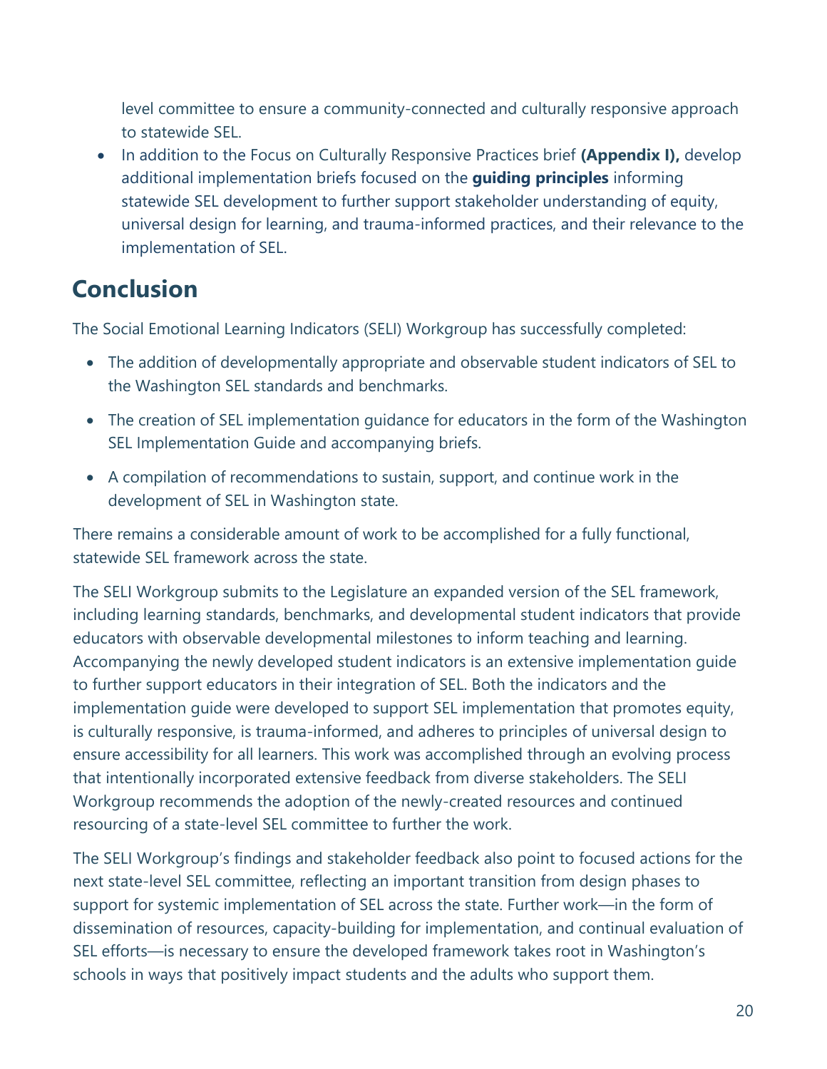level committee to ensure a community-connected and culturally responsive approach to statewide SEL.

- In addition to the Focus on Culturally Responsive Practices brief **(Appendix I),** develop additional implementation briefs focused on the **guiding principles** informing statewide SEL development to further support stakeholder understanding of equity, universal design for learning, and trauma-informed practices, and their relevance to the implementation of SEL.

# Conclusion

The Social Emotional Learning Indicators (SELI) Workgroup has successfully completed:

- The addition of developmentally appropriate and observable student indicators of SEL to the Washington SEL standards and benchmarks.
- The creation of SEL implementation guidance for educators in the form of the Washington SEL Implementation Guide and accompanying briefs.
- A compilation of recommendations to sustain, support, and continue work in the development of SEL in Washington state.

There remains a considerable amount of work to be accomplished for a fully functional, statewide SEL framework across the state.

The SELI Workgroup submits to the Legislature an expanded version of the SEL framework, including learning standards, benchmarks, and developmental student indicators that provide educators with observable developmental milestones to inform teaching and learning. Accompanying the newly developed student indicators is an extensive implementation guide to further support educators in their integration of SEL. Both the indicators and the implementation guide were developed to support SEL implementation that promotes equity, is culturally responsive, is trauma-informed, and adheres to principles of universal design to ensure accessibility for all learners. This work was accomplished through an evolving process that intentionally incorporated extensive feedback from diverse stakeholders. The SELI Workgroup recommends the adoption of the newly-created resources and continued resourcing of a state-level SEL committee to further the work.

The SELI Workgroup's findings and stakeholder feedback also point to focused actions for the next state-level SEL committee, reflecting an important transition from design phases to support for systemic implementation of SEL across the state. Further work—in the form of dissemination of resources, capacity-building for implementation, and continual evaluation of SEL efforts—is necessary to ensure the developed framework takes root in Washington's schools in ways that positively impact students and the adults who support them.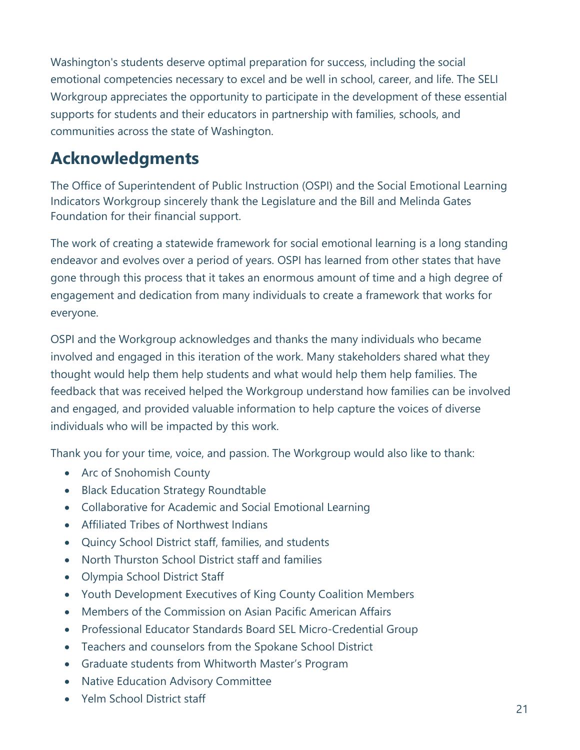Washington's students deserve optimal preparation for success, including the social emotional competencies necessary to excel and be well in school, career, and life. The SELI Workgroup appreciates the opportunity to participate in the development of these essential supports for students and their educators in partnership with families, schools, and communities across the state of Washington.

## Acknowledgments

The Office of Superintendent of Public Instruction (OSPI) and the Social Emotional Learning Indicators Workgroup sincerely thank the Legislature and the Bill and Melinda Gates Foundation for their financial support.

The work of creating a statewide framework for social emotional learning is a long standing endeavor and evolves over a period of years. OSPI has learned from other states that have gone through this process that it takes an enormous amount of time and a high degree of engagement and dedication from many individuals to create a framework that works for everyone.

OSPI and the Workgroup acknowledges and thanks the many individuals who became involved and engaged in this iteration of the work. Many stakeholders shared what they thought would help them help students and what would help them help families. The feedback that was received helped the Workgroup understand how families can be involved and engaged, and provided valuable information to help capture the voices of diverse individuals who will be impacted by this work.

Thank you for your time, voice, and passion. The Workgroup would also like to thank:

- Arc of Snohomish County
- Black Education Strategy Roundtable
- Collaborative for Academic and Social Emotional Learning
- Affiliated Tribes of Northwest Indians
- Quincy School District staff, families, and students
- North Thurston School District staff and families
- Olympia School District Staff
- Youth Development Executives of King County Coalition Members
- Members of the Commission on Asian Pacific American Affairs
- Professional Educator Standards Board SEL Micro-Credential Group
- Teachers and counselors from the Spokane School District
- Graduate students from Whitworth Master's Program
- Native Education Advisory Committee
- Yelm School District staff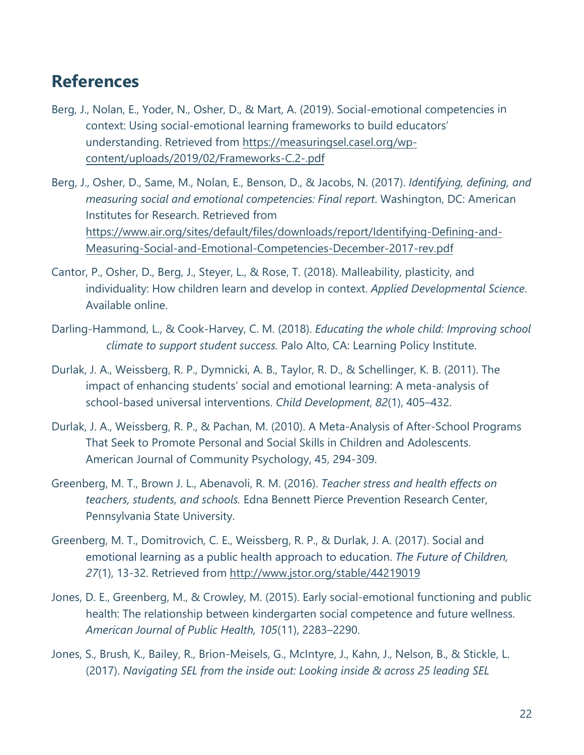## References

Berg, J., Nolan, E., Yoder, N., Osher, D., & Mart, A. (2019). Social-emotional competencies in context: Using social-emotional learning frameworks to build educators' understanding. Retrieved from https://measuringsel.casel.org/wp-content/uploads/2019/02/Frameworks-C.2-.pdf

Berg, J., Osher, D., Same, M., Nolan, E., Benson, D., & Jacobs, N. (2017). *Identifying, defining, and measuring social and emotional competencies: Final report*. Washington, DC: American Institutes for Research. Retrieved from https://www.air.org/sites/default/files/downloads/report/Identifying-Defining-and-Measuring-Social-and-Emotional-Competencies-December-2017-rev.pdf

Cantor, P., Osher, D., Berg, J., Steyer, L., & Rose, T. (2018). Malleability, plasticity, and individuality: How children learn and develop in context. *Applied Developmental Science*. Available online.

Darling-Hammond, L., & Cook-Harvey, C. M. (2018). *Educating the whole child: Improving school climate to support student success.* Palo Alto, CA: Learning Policy Institute.

Durlak, J. A., Weissberg, R. P., Dymnicki, A. B., Taylor, R. D., & Schellinger, K. B. (2011). The impact of enhancing students' social and emotional learning: A meta-analysis of school-based universal interventions. *Child Development*, *82*(1), 405–432.

Durlak, J. A., Weissberg, R. P., & Pachan, M. (2010). A Meta-Analysis of After-School Programs That Seek to Promote Personal and Social Skills in Children and Adolescents. American Journal of Community Psychology, 45, 294-309.

Greenberg, M. T., Brown J. L., Abenavoli, R. M. (2016). *Teacher stress and health effects on teachers, students, and schools.* Edna Bennett Pierce Prevention Research Center, Pennsylvania State University.

Greenberg, M. T., Domitrovich, C. E., Weissberg, R. P., & Durlak, J. A. (2017). Social and emotional learning as a public health approach to education. *The Future of Children, 27*(1), 13-32. Retrieved from http://www.jstor.org/stable/44219019

Jones, D. E., Greenberg, M., & Crowley, M. (2015). Early social-emotional functioning and public health: The relationship between kindergarten social competence and future wellness. *American Journal of Public Health, 105*(11), 2283–2290.

Jones, S., Brush, K., Bailey, R., Brion-Meisels, G., McIntyre, J., Kahn, J., Nelson, B., & Stickle, L. (2017). *Navigating SEL from the inside out: Looking inside & across 25 leading SEL*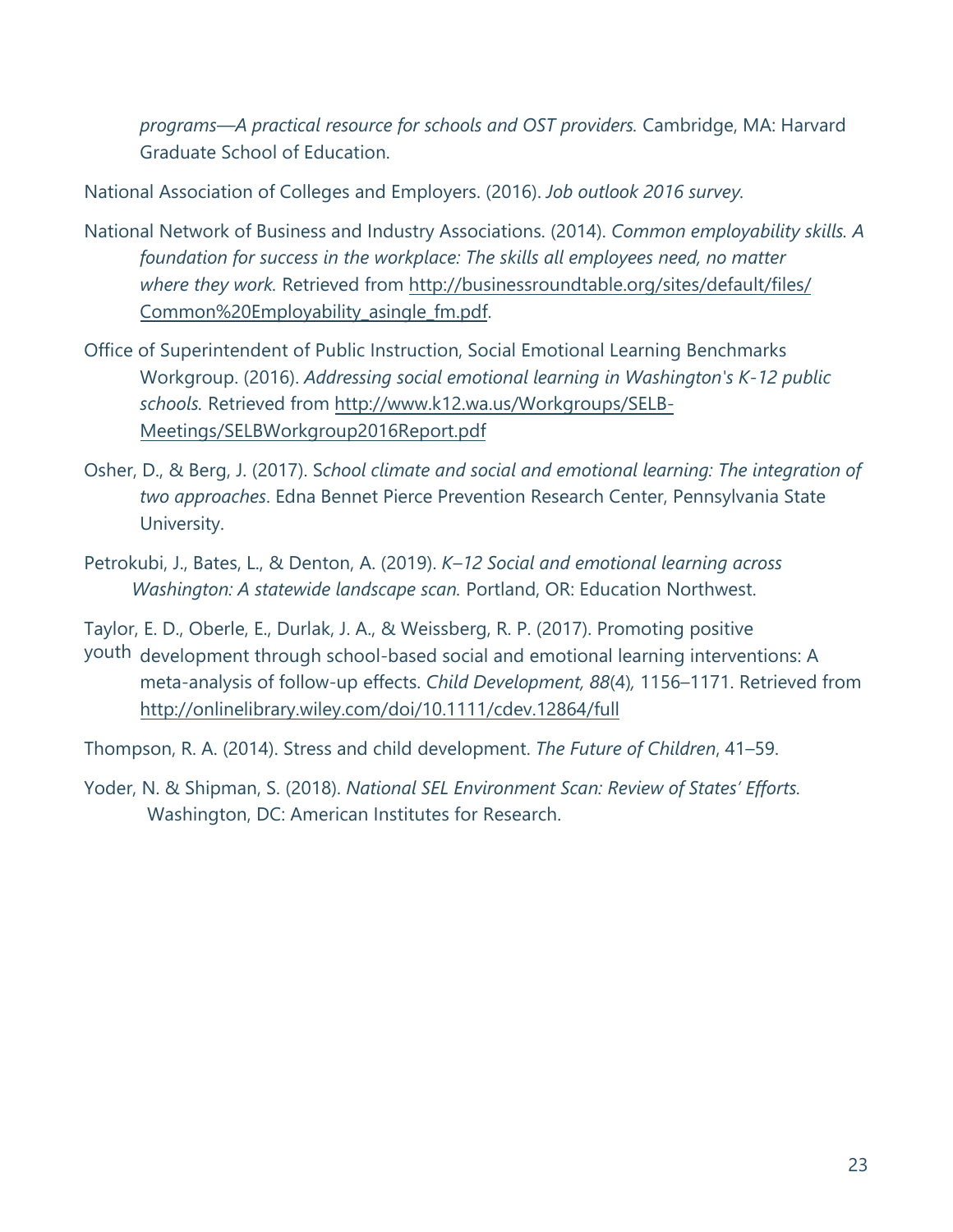*programs—A practical resource for schools and OST providers.* Cambridge, MA: Harvard Graduate School of Education.

National Association of Colleges and Employers. (2016). *Job outlook 2016 survey.*

National Network of Business and Industry Associations. (2014). *Common employability skills. A foundation for success in the workplace: The skills all employees need, no matter where they work.* Retrieved from http://businessroundtable.org/sites/default/files/Common%20Employability_asingle_fm.pdf.

Office of Superintendent of Public Instruction, Social Emotional Learning Benchmarks Workgroup. (2016). *Addressing social emotional learning in Washington's K-12 public schools.* Retrieved from http://www.k12.wa.us/Workgroups/SELB-Meetings/SELBWorkgroup2016Report.pdf

Osher, D., & Berg, J. (2017). S*chool climate and social and emotional learning: The integration of two approaches*. Edna Bennet Pierce Prevention Research Center, Pennsylvania State University.

Petrokubi, J., Bates, L., & Denton, A. (2019). *K–12 Social and emotional learning across Washington: A statewide landscape scan.* Portland, OR: Education Northwest.

Taylor, E. D., Oberle, E., Durlak, J. A., & Weissberg, R. P. (2017). Promoting positive youth development through school-based social and emotional learning interventions: A meta-analysis of follow-up effects. *Child Development, 88*(4), 1156–1171. Retrieved from http://onlinelibrary.wiley.com/doi/10.1111/cdev.12864/full

Thompson, R. A. (2014). Stress and child development. *The Future of Children*, 41–59.

Yoder, N. & Shipman, S. (2018). *National SEL Environment Scan: Review of States' Efforts.* Washington, DC: American Institutes for Research.